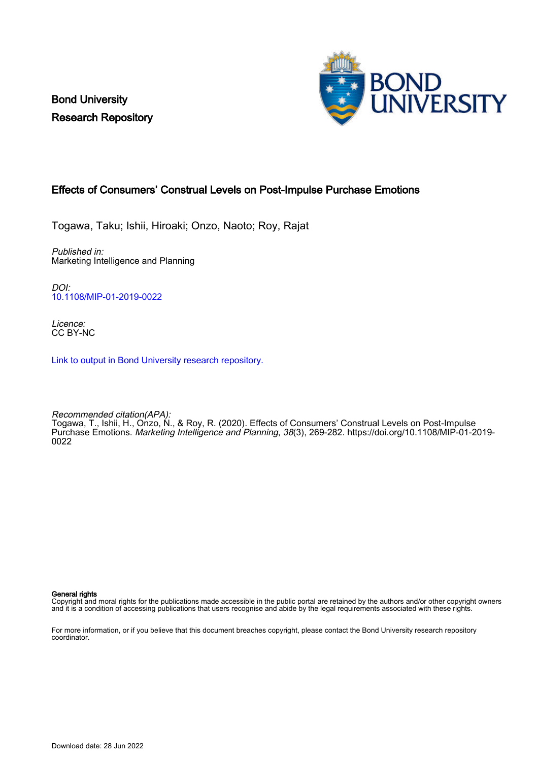Bond University
Research Repository

# Effects of Consumers' Construal Levels on Post-Impulse Purchase Emotions

Togawa, Taku; Ishii, Hiroaki; Onzo, Naoto; Roy, Rajat

*Published in:*
Marketing Intelligence and Planning

*DOI:*
10.1108/MIP-01-2019-0022

*Licence:*
CC BY-NC

Link to output in Bond University research repository.

*Recommended citation(APA):*
Togawa, T., Ishii, H., Onzo, N., & Roy, R. (2020). Effects of Consumers' Construal Levels on Post-Impulse Purchase Emotions. *Marketing Intelligence and Planning*, *38*(3), 269-282. https://doi.org/10.1108/MIP-01-2019-0022

**General rights**
Copyright and moral rights for the publications made accessible in the public portal are retained by the authors and/or other copyright owners and it is a condition of accessing publications that users recognise and abide by the legal requirements associated with these rights.

For more information, or if you believe that this document breaches copyright, please contact the Bond University research repository coordinator.

Download date: 28 Jun 2022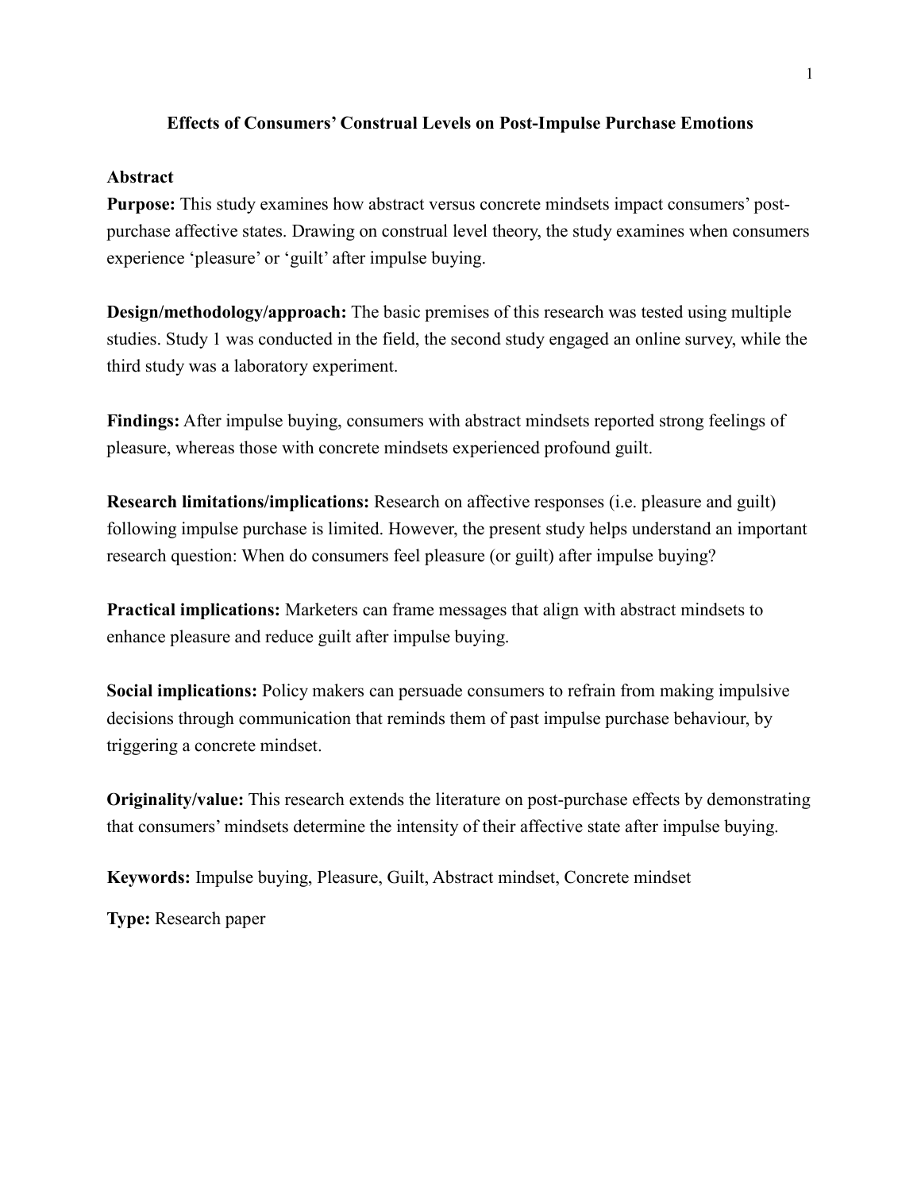# Effects of Consumers' Construal Levels on Post-Impulse Purchase Emotions

## Abstract

**Purpose:** This study examines how abstract versus concrete mindsets impact consumers' post-purchase affective states. Drawing on construal level theory, the study examines when consumers experience 'pleasure' or 'guilt' after impulse buying.

**Design/methodology/approach:** The basic premises of this research was tested using multiple studies. Study 1 was conducted in the field, the second study engaged an online survey, while the third study was a laboratory experiment.

**Findings:** After impulse buying, consumers with abstract mindsets reported strong feelings of pleasure, whereas those with concrete mindsets experienced profound guilt.

**Research limitations/implications:** Research on affective responses (i.e. pleasure and guilt) following impulse purchase is limited. However, the present study helps understand an important research question: When do consumers feel pleasure (or guilt) after impulse buying?

**Practical implications:** Marketers can frame messages that align with abstract mindsets to enhance pleasure and reduce guilt after impulse buying.

**Social implications:** Policy makers can persuade consumers to refrain from making impulsive decisions through communication that reminds them of past impulse purchase behaviour, by triggering a concrete mindset.

**Originality/value:** This research extends the literature on post-purchase effects by demonstrating that consumers' mindsets determine the intensity of their affective state after impulse buying.

**Keywords:** Impulse buying, Pleasure, Guilt, Abstract mindset, Concrete mindset

**Type:** Research paper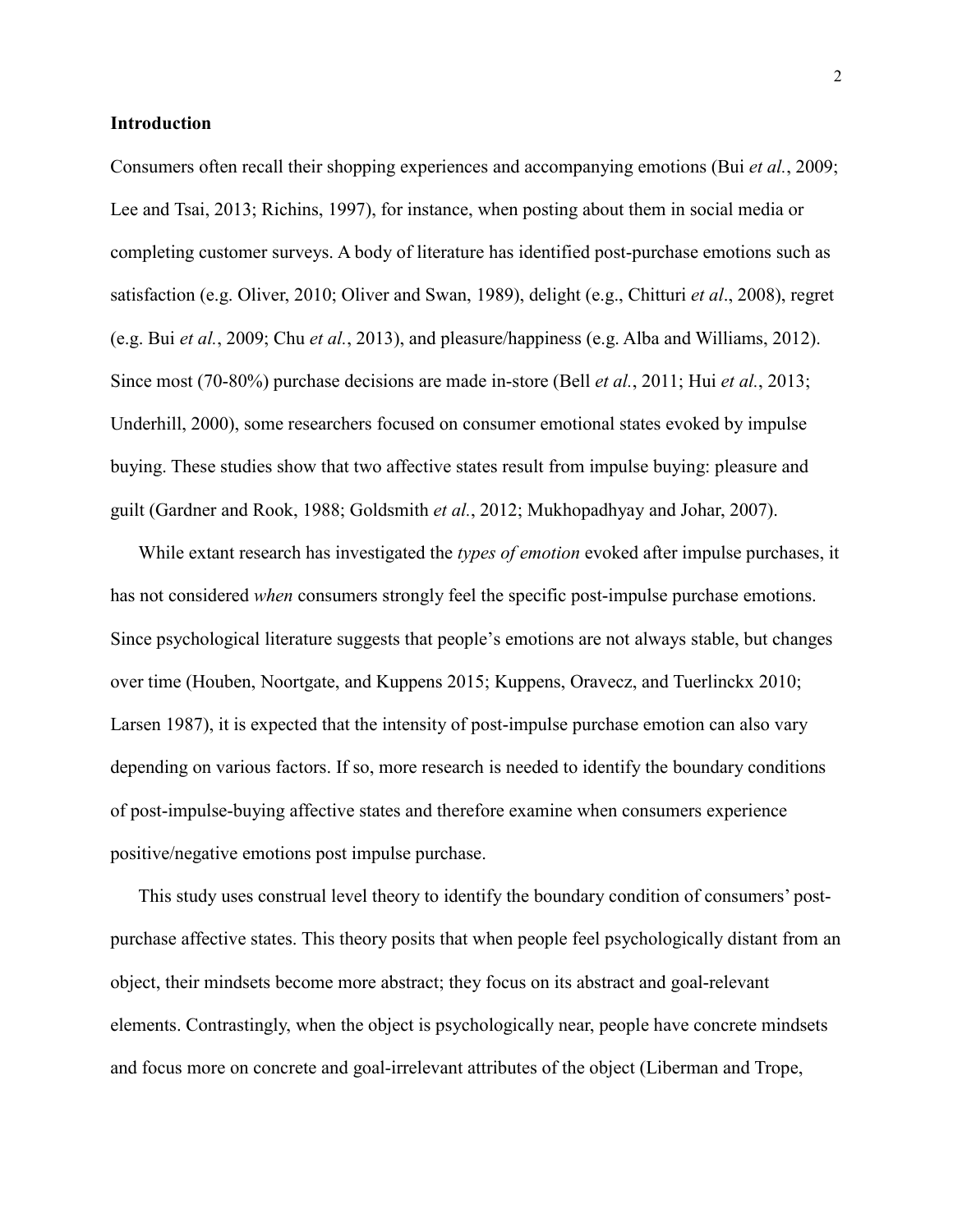## Introduction

Consumers often recall their shopping experiences and accompanying emotions (Bui *et al.*, 2009; Lee and Tsai, 2013; Richins, 1997), for instance, when posting about them in social media or completing customer surveys. A body of literature has identified post-purchase emotions such as satisfaction (e.g. Oliver, 2010; Oliver and Swan, 1989), delight (e.g., Chitturi *et al*., 2008), regret (e.g. Bui *et al.*, 2009; Chu *et al.*, 2013), and pleasure/happiness (e.g. Alba and Williams, 2012). Since most (70-80%) purchase decisions are made in-store (Bell *et al.*, 2011; Hui *et al.*, 2013; Underhill, 2000), some researchers focused on consumer emotional states evoked by impulse buying. These studies show that two affective states result from impulse buying: pleasure and guilt (Gardner and Rook, 1988; Goldsmith *et al.*, 2012; Mukhopadhyay and Johar, 2007).

While extant research has investigated the *types of emotion* evoked after impulse purchases, it has not considered *when* consumers strongly feel the specific post-impulse purchase emotions. Since psychological literature suggests that people's emotions are not always stable, but changes over time (Houben, Noortgate, and Kuppens 2015; Kuppens, Oravecz, and Tuerlinckx 2010; Larsen 1987), it is expected that the intensity of post-impulse purchase emotion can also vary depending on various factors. If so, more research is needed to identify the boundary conditions of post-impulse-buying affective states and therefore examine when consumers experience positive/negative emotions post impulse purchase.

This study uses construal level theory to identify the boundary condition of consumers' post-purchase affective states. This theory posits that when people feel psychologically distant from an object, their mindsets become more abstract; they focus on its abstract and goal-relevant elements. Contrastingly, when the object is psychologically near, people have concrete mindsets and focus more on concrete and goal-irrelevant attributes of the object (Liberman and Trope,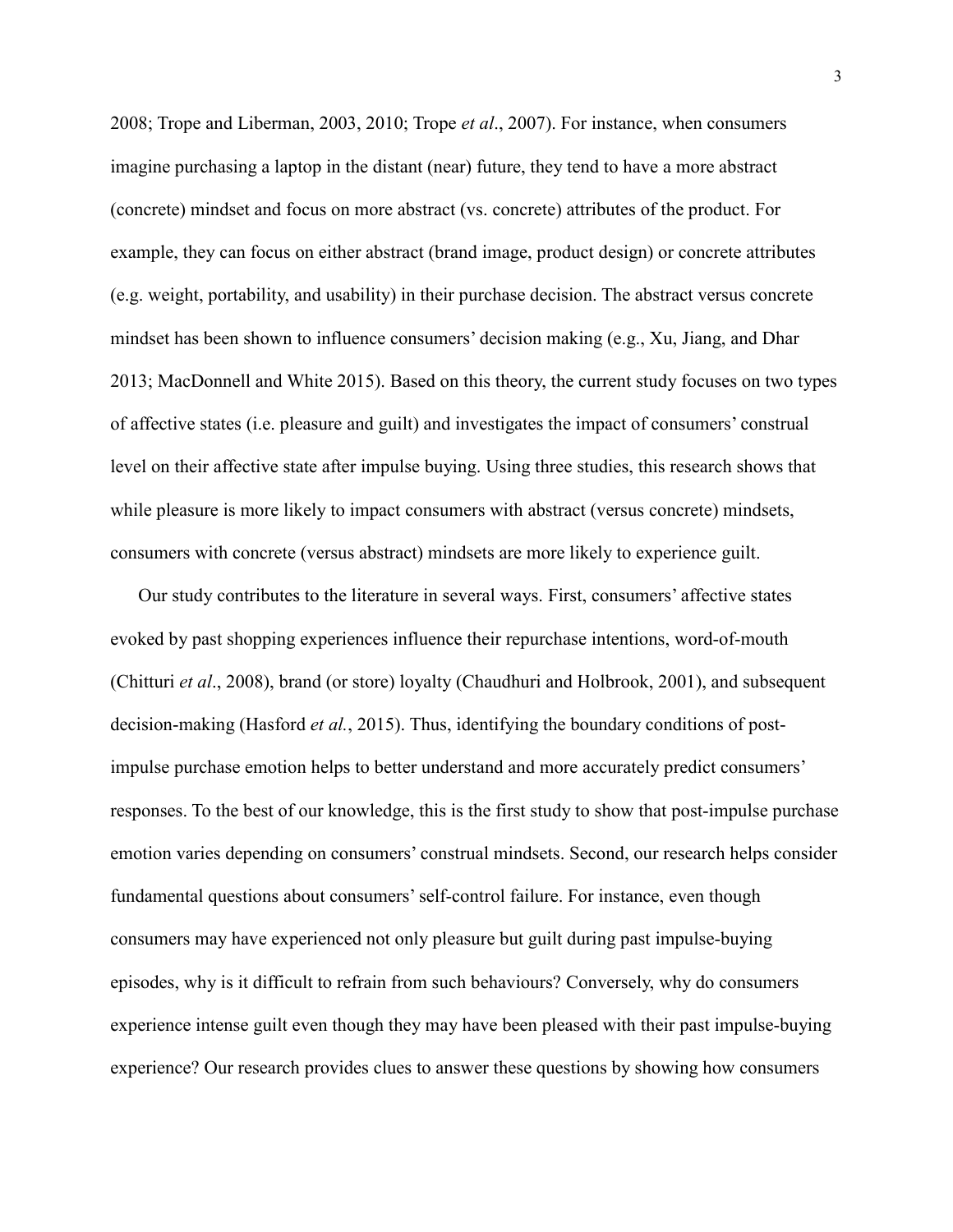2008; Trope and Liberman, 2003, 2010; Trope *et al*., 2007). For instance, when consumers imagine purchasing a laptop in the distant (near) future, they tend to have a more abstract (concrete) mindset and focus on more abstract (vs. concrete) attributes of the product. For example, they can focus on either abstract (brand image, product design) or concrete attributes (e.g. weight, portability, and usability) in their purchase decision. The abstract versus concrete mindset has been shown to influence consumers' decision making (e.g., Xu, Jiang, and Dhar 2013; MacDonnell and White 2015). Based on this theory, the current study focuses on two types of affective states (i.e. pleasure and guilt) and investigates the impact of consumers' construal level on their affective state after impulse buying. Using three studies, this research shows that while pleasure is more likely to impact consumers with abstract (versus concrete) mindsets, consumers with concrete (versus abstract) mindsets are more likely to experience guilt.

Our study contributes to the literature in several ways. First, consumers' affective states evoked by past shopping experiences influence their repurchase intentions, word-of-mouth (Chitturi *et al*., 2008), brand (or store) loyalty (Chaudhuri and Holbrook, 2001), and subsequent decision-making (Hasford *et al.*, 2015). Thus, identifying the boundary conditions of post-impulse purchase emotion helps to better understand and more accurately predict consumers' responses. To the best of our knowledge, this is the first study to show that post-impulse purchase emotion varies depending on consumers' construal mindsets. Second, our research helps consider fundamental questions about consumers' self-control failure. For instance, even though consumers may have experienced not only pleasure but guilt during past impulse-buying episodes, why is it difficult to refrain from such behaviours? Conversely, why do consumers experience intense guilt even though they may have been pleased with their past impulse-buying experience? Our research provides clues to answer these questions by showing how consumers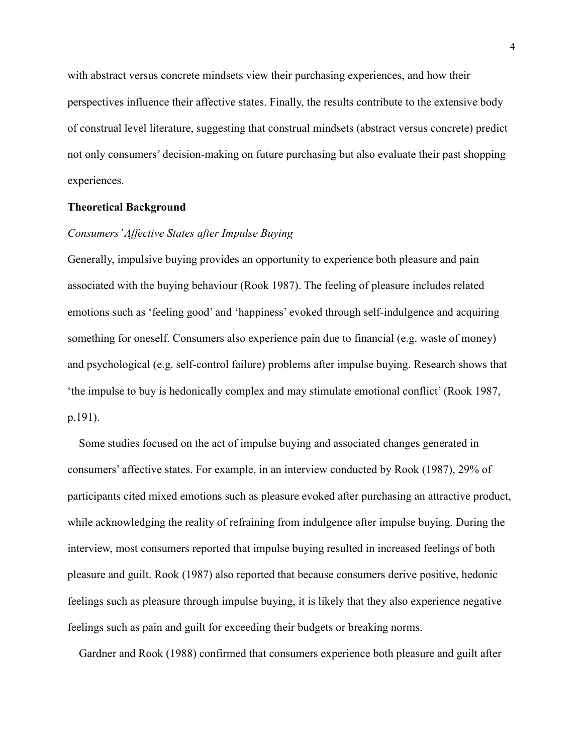with abstract versus concrete mindsets view their purchasing experiences, and how their perspectives influence their affective states. Finally, the results contribute to the extensive body of construal level literature, suggesting that construal mindsets (abstract versus concrete) predict not only consumers' decision-making on future purchasing but also evaluate their past shopping experiences.

## Theoretical Background

### *Consumers' Affective States after Impulse Buying*

Generally, impulsive buying provides an opportunity to experience both pleasure and pain associated with the buying behaviour (Rook 1987). The feeling of pleasure includes related emotions such as 'feeling good' and 'happiness' evoked through self-indulgence and acquiring something for oneself. Consumers also experience pain due to financial (e.g. waste of money) and psychological (e.g. self-control failure) problems after impulse buying. Research shows that 'the impulse to buy is hedonically complex and may stimulate emotional conflict' (Rook 1987, p.191).

Some studies focused on the act of impulse buying and associated changes generated in consumers' affective states. For example, in an interview conducted by Rook (1987), 29% of participants cited mixed emotions such as pleasure evoked after purchasing an attractive product, while acknowledging the reality of refraining from indulgence after impulse buying. During the interview, most consumers reported that impulse buying resulted in increased feelings of both pleasure and guilt. Rook (1987) also reported that because consumers derive positive, hedonic feelings such as pleasure through impulse buying, it is likely that they also experience negative feelings such as pain and guilt for exceeding their budgets or breaking norms.

Gardner and Rook (1988) confirmed that consumers experience both pleasure and guilt after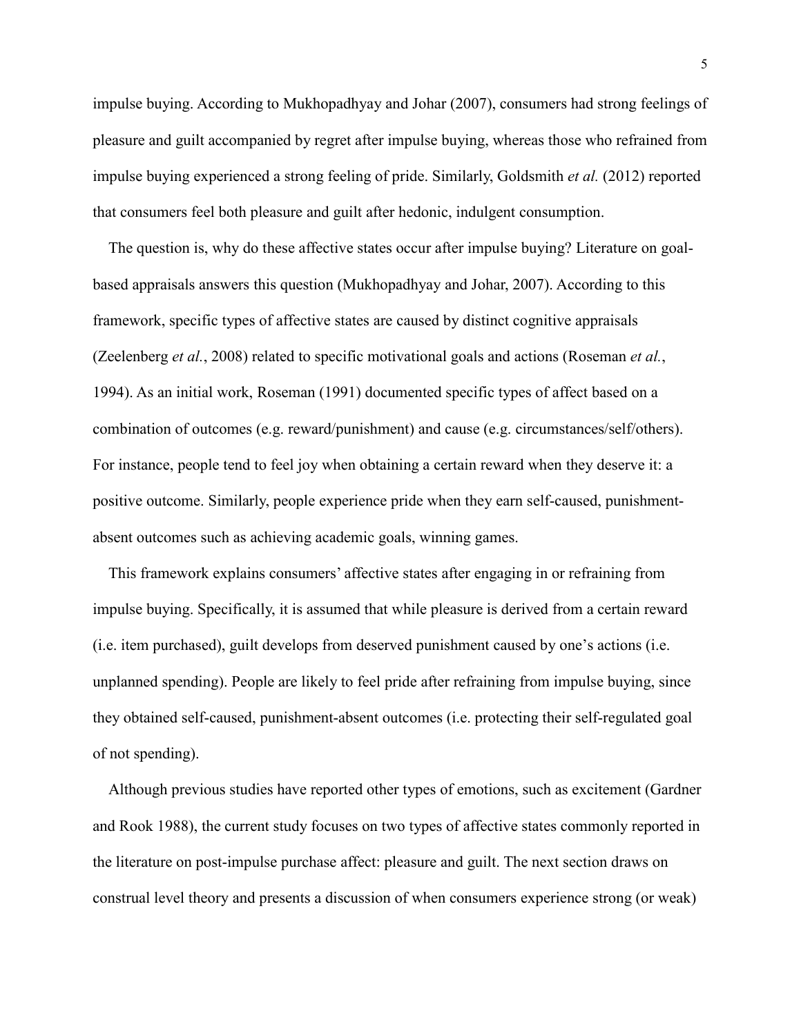impulse buying. According to Mukhopadhyay and Johar (2007), consumers had strong feelings of pleasure and guilt accompanied by regret after impulse buying, whereas those who refrained from impulse buying experienced a strong feeling of pride. Similarly, Goldsmith *et al.* (2012) reported that consumers feel both pleasure and guilt after hedonic, indulgent consumption.

The question is, why do these affective states occur after impulse buying? Literature on goal-based appraisals answers this question (Mukhopadhyay and Johar, 2007). According to this framework, specific types of affective states are caused by distinct cognitive appraisals (Zeelenberg *et al.*, 2008) related to specific motivational goals and actions (Roseman *et al.*, 1994). As an initial work, Roseman (1991) documented specific types of affect based on a combination of outcomes (e.g. reward/punishment) and cause (e.g. circumstances/self/others). For instance, people tend to feel joy when obtaining a certain reward when they deserve it: a positive outcome. Similarly, people experience pride when they earn self-caused, punishment-absent outcomes such as achieving academic goals, winning games.

This framework explains consumers' affective states after engaging in or refraining from impulse buying. Specifically, it is assumed that while pleasure is derived from a certain reward (i.e. item purchased), guilt develops from deserved punishment caused by one's actions (i.e. unplanned spending). People are likely to feel pride after refraining from impulse buying, since they obtained self-caused, punishment-absent outcomes (i.e. protecting their self-regulated goal of not spending).

Although previous studies have reported other types of emotions, such as excitement (Gardner and Rook 1988), the current study focuses on two types of affective states commonly reported in the literature on post-impulse purchase affect: pleasure and guilt. The next section draws on construal level theory and presents a discussion of when consumers experience strong (or weak)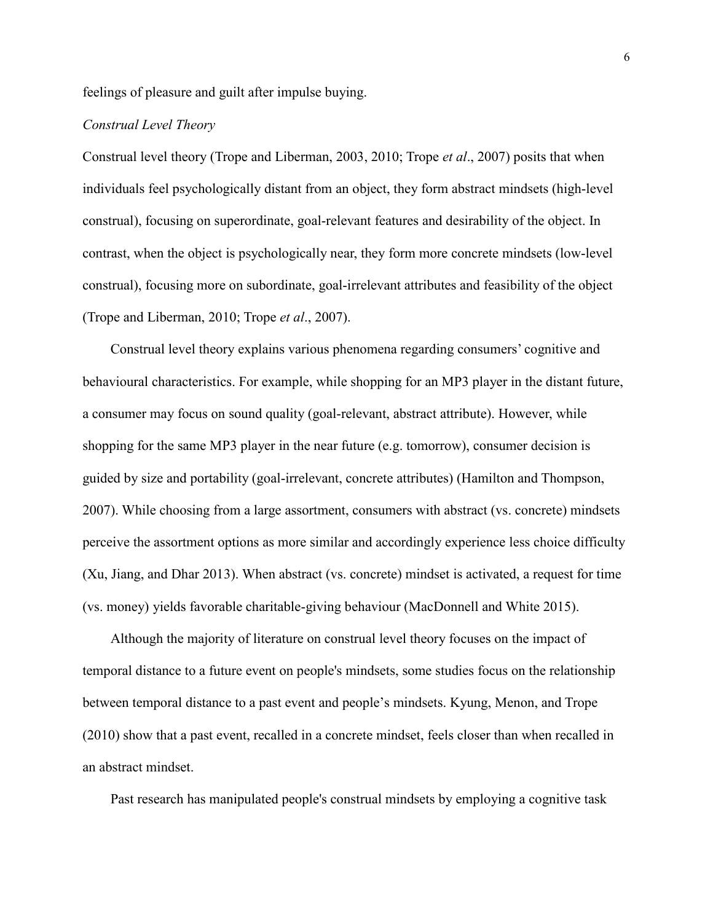feelings of pleasure and guilt after impulse buying.

*Construal Level Theory*

Construal level theory (Trope and Liberman, 2003, 2010; Trope *et al*., 2007) posits that when individuals feel psychologically distant from an object, they form abstract mindsets (high-level construal), focusing on superordinate, goal-relevant features and desirability of the object. In contrast, when the object is psychologically near, they form more concrete mindsets (low-level construal), focusing more on subordinate, goal-irrelevant attributes and feasibility of the object (Trope and Liberman, 2010; Trope *et al*., 2007).

Construal level theory explains various phenomena regarding consumers' cognitive and behavioural characteristics. For example, while shopping for an MP3 player in the distant future, a consumer may focus on sound quality (goal-relevant, abstract attribute). However, while shopping for the same MP3 player in the near future (e.g. tomorrow), consumer decision is guided by size and portability (goal-irrelevant, concrete attributes) (Hamilton and Thompson, 2007). While choosing from a large assortment, consumers with abstract (vs. concrete) mindsets perceive the assortment options as more similar and accordingly experience less choice difficulty (Xu, Jiang, and Dhar 2013). When abstract (vs. concrete) mindset is activated, a request for time (vs. money) yields favorable charitable-giving behaviour (MacDonnell and White 2015).

Although the majority of literature on construal level theory focuses on the impact of temporal distance to a future event on people's mindsets, some studies focus on the relationship between temporal distance to a past event and people's mindsets. Kyung, Menon, and Trope (2010) show that a past event, recalled in a concrete mindset, feels closer than when recalled in an abstract mindset.

Past research has manipulated people's construal mindsets by employing a cognitive task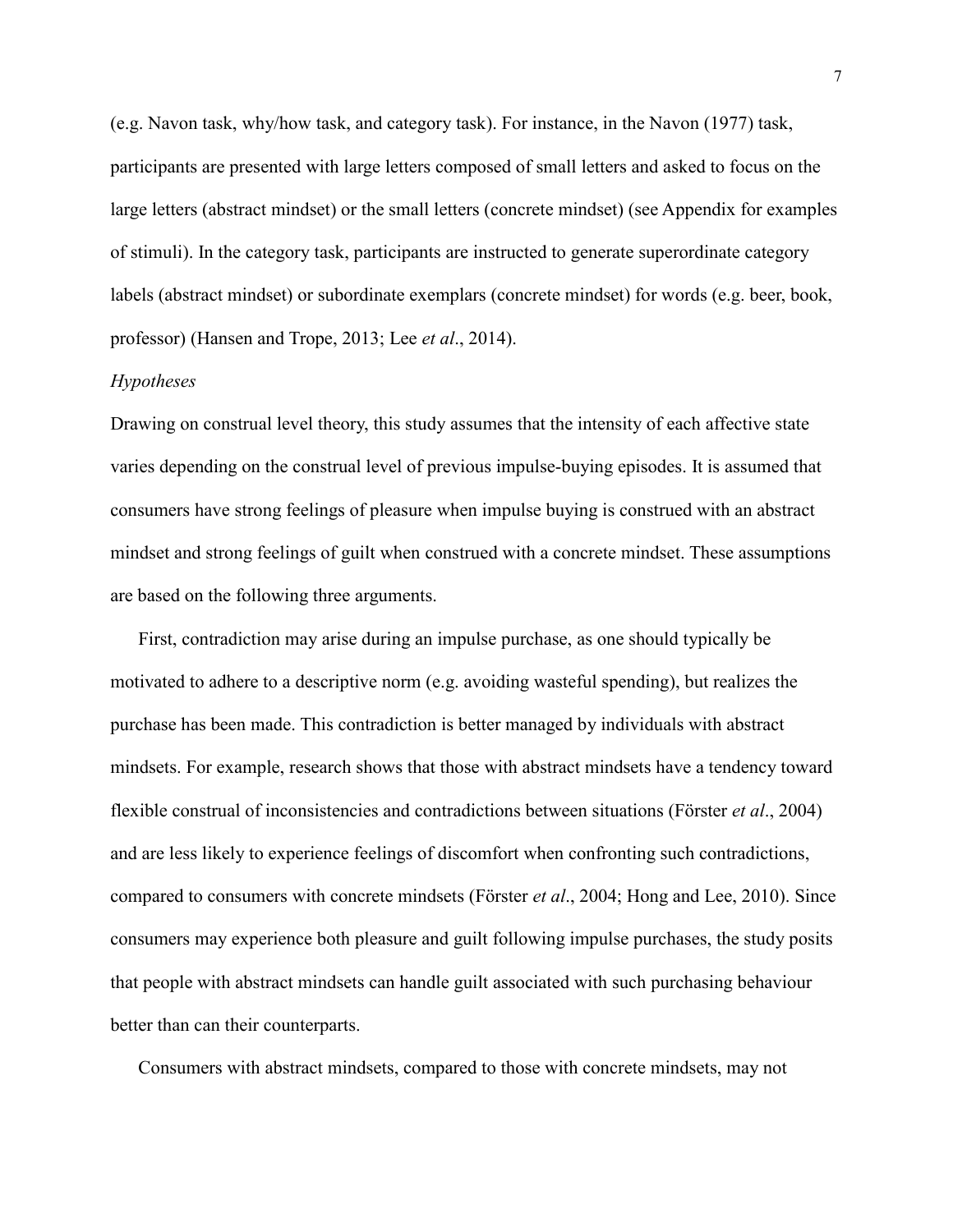(e.g. Navon task, why/how task, and category task). For instance, in the Navon (1977) task, participants are presented with large letters composed of small letters and asked to focus on the large letters (abstract mindset) or the small letters (concrete mindset) (see Appendix for examples of stimuli). In the category task, participants are instructed to generate superordinate category labels (abstract mindset) or subordinate exemplars (concrete mindset) for words (e.g. beer, book, professor) (Hansen and Trope, 2013; Lee *et al*., 2014).

*Hypotheses*

Drawing on construal level theory, this study assumes that the intensity of each affective state varies depending on the construal level of previous impulse-buying episodes. It is assumed that consumers have strong feelings of pleasure when impulse buying is construed with an abstract mindset and strong feelings of guilt when construed with a concrete mindset. These assumptions are based on the following three arguments.

First, contradiction may arise during an impulse purchase, as one should typically be motivated to adhere to a descriptive norm (e.g. avoiding wasteful spending), but realizes the purchase has been made. This contradiction is better managed by individuals with abstract mindsets. For example, research shows that those with abstract mindsets have a tendency toward flexible construal of inconsistencies and contradictions between situations (Förster *et al*., 2004) and are less likely to experience feelings of discomfort when confronting such contradictions, compared to consumers with concrete mindsets (Förster *et al*., 2004; Hong and Lee, 2010). Since consumers may experience both pleasure and guilt following impulse purchases, the study posits that people with abstract mindsets can handle guilt associated with such purchasing behaviour better than can their counterparts.

Consumers with abstract mindsets, compared to those with concrete mindsets, may not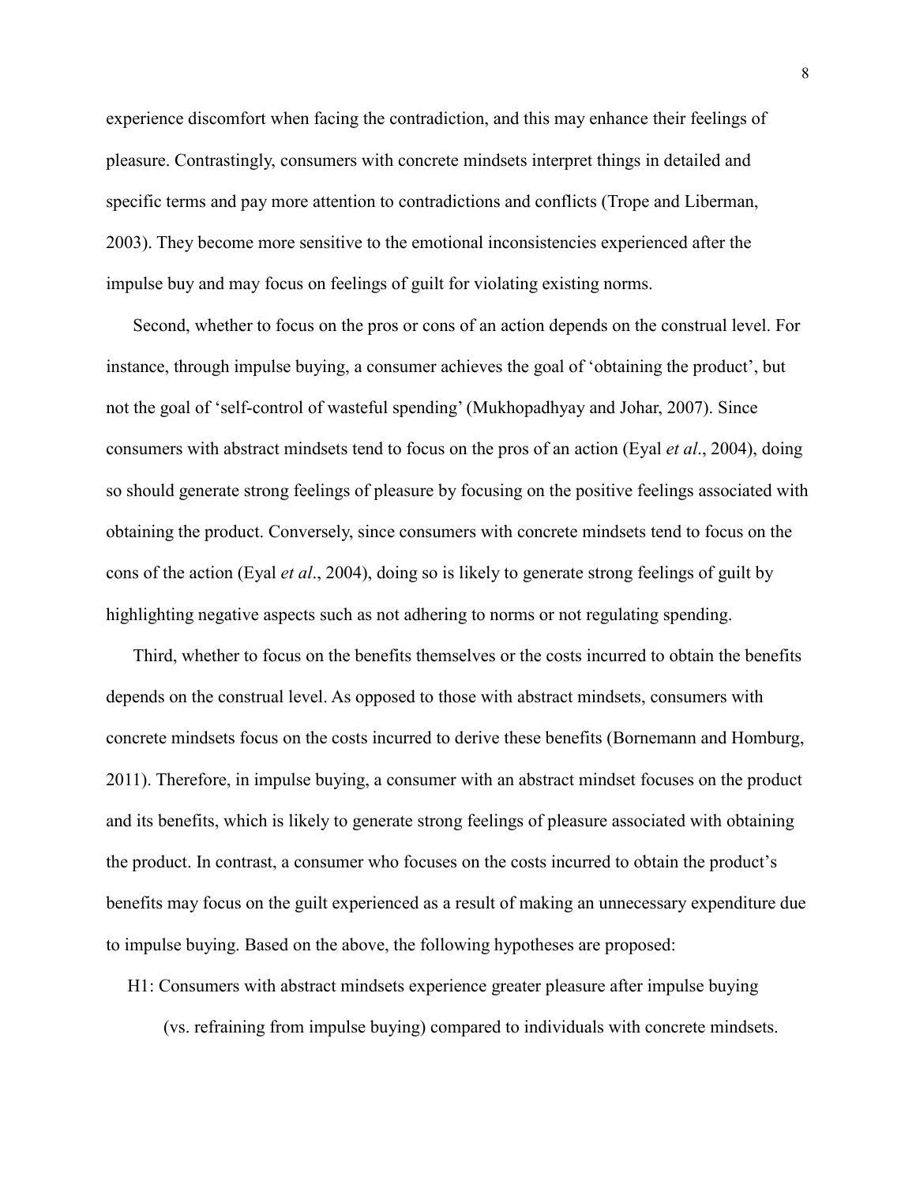experience discomfort when facing the contradiction, and this may enhance their feelings of pleasure. Contrastingly, consumers with concrete mindsets interpret things in detailed and specific terms and pay more attention to contradictions and conflicts (Trope and Liberman, 2003). They become more sensitive to the emotional inconsistencies experienced after the impulse buy and may focus on feelings of guilt for violating existing norms.

Second, whether to focus on the pros or cons of an action depends on the construal level. For instance, through impulse buying, a consumer achieves the goal of 'obtaining the product', but not the goal of 'self-control of wasteful spending' (Mukhopadhyay and Johar, 2007). Since consumers with abstract mindsets tend to focus on the pros of an action (Eyal *et al*., 2004), doing so should generate strong feelings of pleasure by focusing on the positive feelings associated with obtaining the product. Conversely, since consumers with concrete mindsets tend to focus on the cons of the action (Eyal *et al*., 2004), doing so is likely to generate strong feelings of guilt by highlighting negative aspects such as not adhering to norms or not regulating spending.

Third, whether to focus on the benefits themselves or the costs incurred to obtain the benefits depends on the construal level. As opposed to those with abstract mindsets, consumers with concrete mindsets focus on the costs incurred to derive these benefits (Bornemann and Homburg, 2011). Therefore, in impulse buying, a consumer with an abstract mindset focuses on the product and its benefits, which is likely to generate strong feelings of pleasure associated with obtaining the product. In contrast, a consumer who focuses on the costs incurred to obtain the product's benefits may focus on the guilt experienced as a result of making an unnecessary expenditure due to impulse buying. Based on the above, the following hypotheses are proposed:

H1: Consumers with abstract mindsets experience greater pleasure after impulse buying (vs. refraining from impulse buying) compared to individuals with concrete mindsets.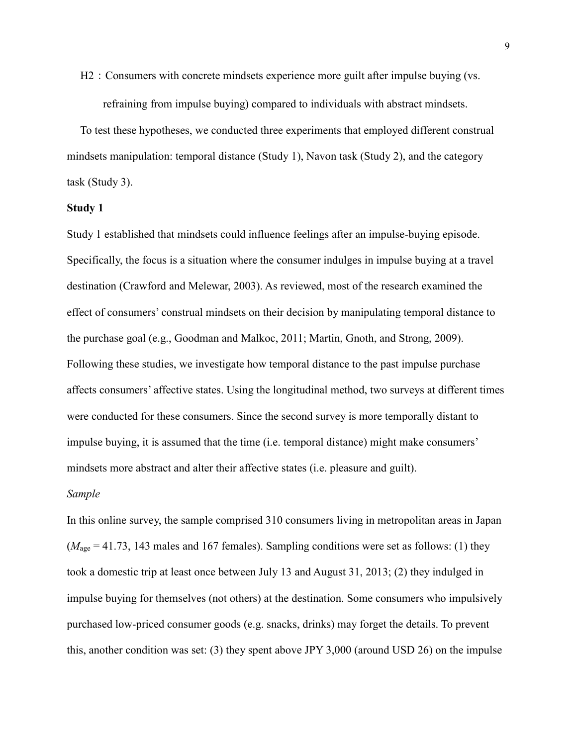H2：Consumers with concrete mindsets experience more guilt after impulse buying (vs. refraining from impulse buying) compared to individuals with abstract mindsets.

To test these hypotheses, we conducted three experiments that employed different construal mindsets manipulation: temporal distance (Study 1), Navon task (Study 2), and the category task (Study 3).

**Study 1**

Study 1 established that mindsets could influence feelings after an impulse-buying episode. Specifically, the focus is a situation where the consumer indulges in impulse buying at a travel destination (Crawford and Melewar, 2003). As reviewed, most of the research examined the effect of consumers' construal mindsets on their decision by manipulating temporal distance to the purchase goal (e.g., Goodman and Malkoc, 2011; Martin, Gnoth, and Strong, 2009). Following these studies, we investigate how temporal distance to the past impulse purchase affects consumers' affective states. Using the longitudinal method, two surveys at different times were conducted for these consumers. Since the second survey is more temporally distant to impulse buying, it is assumed that the time (i.e. temporal distance) might make consumers' mindsets more abstract and alter their affective states (i.e. pleasure and guilt).

*Sample*

In this online survey, the sample comprised 310 consumers living in metropolitan areas in Japan ($M_{\text{age}}$ = 41.73, 143 males and 167 females). Sampling conditions were set as follows: (1) they took a domestic trip at least once between July 13 and August 31, 2013; (2) they indulged in impulse buying for themselves (not others) at the destination. Some consumers who impulsively purchased low-priced consumer goods (e.g. snacks, drinks) may forget the details. To prevent this, another condition was set: (3) they spent above JPY 3,000 (around USD 26) on the impulse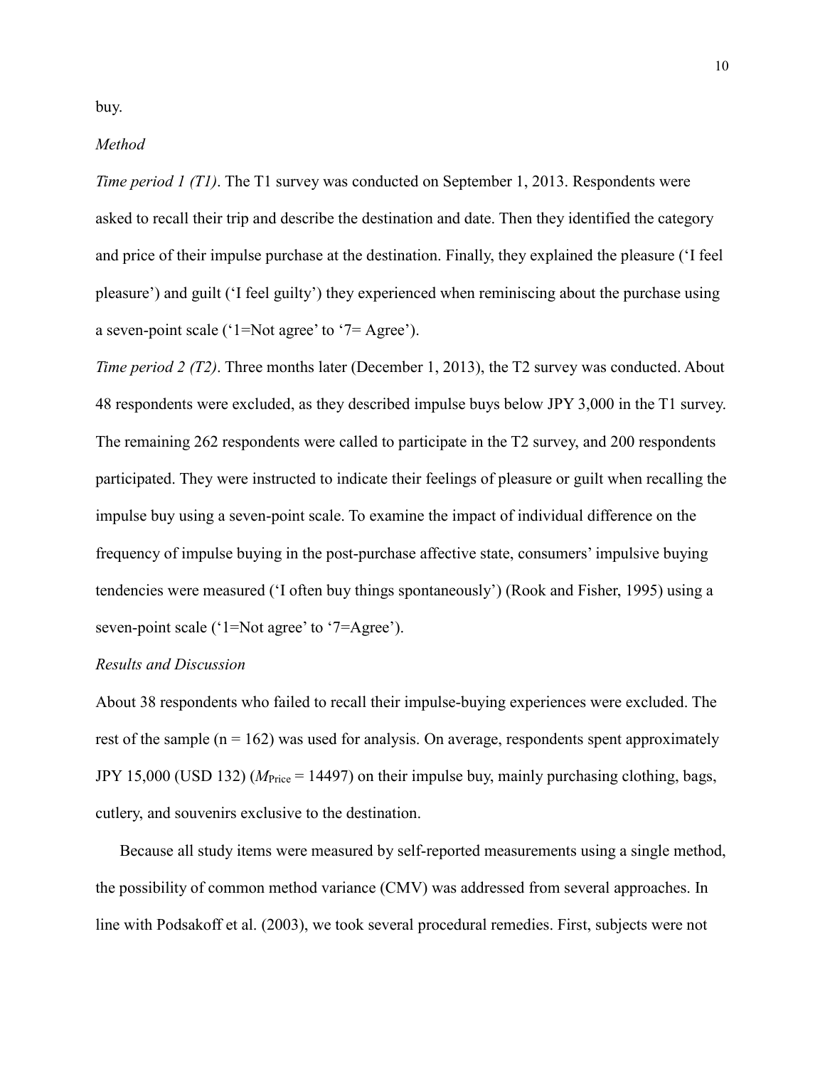buy.

*Method*

*Time period 1 (T1)*. The T1 survey was conducted on September 1, 2013. Respondents were asked to recall their trip and describe the destination and date. Then they identified the category and price of their impulse purchase at the destination. Finally, they explained the pleasure ('I feel pleasure') and guilt ('I feel guilty') they experienced when reminiscing about the purchase using a seven-point scale ('1=Not agree' to '7= Agree').

*Time period 2 (T2)*. Three months later (December 1, 2013), the T2 survey was conducted. About 48 respondents were excluded, as they described impulse buys below JPY 3,000 in the T1 survey. The remaining 262 respondents were called to participate in the T2 survey, and 200 respondents participated. They were instructed to indicate their feelings of pleasure or guilt when recalling the impulse buy using a seven-point scale. To examine the impact of individual difference on the frequency of impulse buying in the post-purchase affective state, consumers' impulsive buying tendencies were measured ('I often buy things spontaneously') (Rook and Fisher, 1995) using a seven-point scale ('1=Not agree' to '7=Agree').

*Results and Discussion*

About 38 respondents who failed to recall their impulse-buying experiences were excluded. The rest of the sample (n = 162) was used for analysis. On average, respondents spent approximately JPY 15,000 (USD 132) ($M_{\text{Price}}$ = 14497) on their impulse buy, mainly purchasing clothing, bags, cutlery, and souvenirs exclusive to the destination.

Because all study items were measured by self-reported measurements using a single method, the possibility of common method variance (CMV) was addressed from several approaches. In line with Podsakoff et al. (2003), we took several procedural remedies. First, subjects were not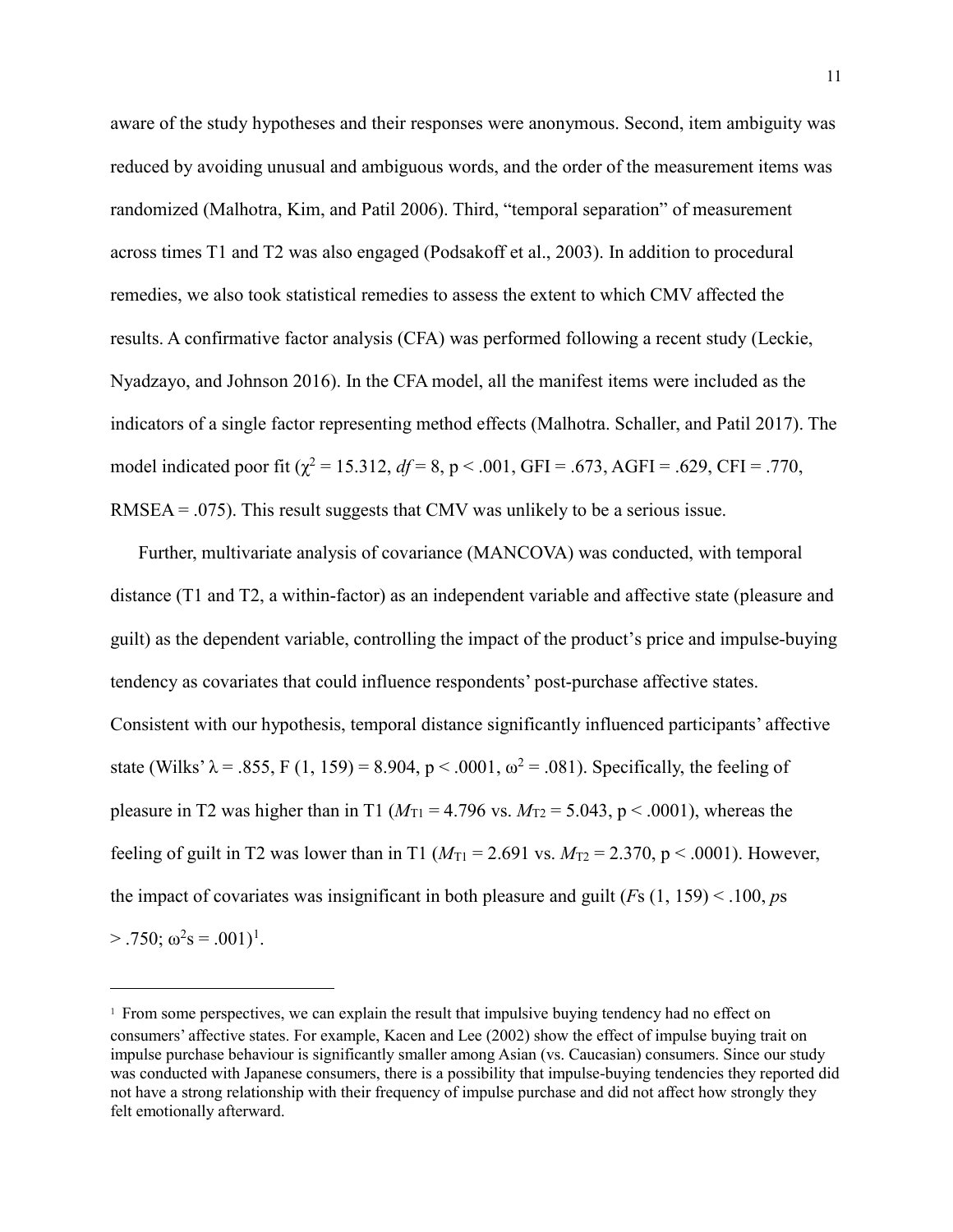aware of the study hypotheses and their responses were anonymous. Second, item ambiguity was reduced by avoiding unusual and ambiguous words, and the order of the measurement items was randomized (Malhotra, Kim, and Patil 2006). Third, "temporal separation" of measurement across times T1 and T2 was also engaged (Podsakoff et al., 2003). In addition to procedural remedies, we also took statistical remedies to assess the extent to which CMV affected the results. A confirmative factor analysis (CFA) was performed following a recent study (Leckie, Nyadzayo, and Johnson 2016). In the CFA model, all the manifest items were included as the indicators of a single factor representing method effects (Malhotra. Schaller, and Patil 2017). The model indicated poor fit ($\chi^2 = 15.312$, $df = 8$, $p < .001$, GFI = .673, AGFI = .629, CFI = .770, RMSEA = .075). This result suggests that CMV was unlikely to be a serious issue.

Further, multivariate analysis of covariance (MANCOVA) was conducted, with temporal distance (T1 and T2, a within-factor) as an independent variable and affective state (pleasure and guilt) as the dependent variable, controlling the impact of the product's price and impulse-buying tendency as covariates that could influence respondents' post-purchase affective states. Consistent with our hypothesis, temporal distance significantly influenced participants' affective state (Wilks' $\lambda = .855$, $F(1, 159) = 8.904$, $p < .0001$, $\omega^2 = .081$). Specifically, the feeling of pleasure in T2 was higher than in T1 ($M_{T1} = 4.796$ vs. $M_{T2} = 5.043$, $p < .0001$), whereas the feeling of guilt in T2 was lower than in T1 ($M_{T1} = 2.691$ vs. $M_{T2} = 2.370$, $p < .0001$). However, the impact of covariates was insignificant in both pleasure and guilt ($F$s $(1, 159) < .100$, $p$s $> .750$; $\omega^2$s = .001)[1].

---

[1] From some perspectives, we can explain the result that impulsive buying tendency had no effect on consumers' affective states. For example, Kacen and Lee (2002) show the effect of impulse buying trait on impulse purchase behaviour is significantly smaller among Asian (vs. Caucasian) consumers. Since our study was conducted with Japanese consumers, there is a possibility that impulse-buying tendencies they reported did not have a strong relationship with their frequency of impulse purchase and did not affect how strongly they felt emotionally afterward.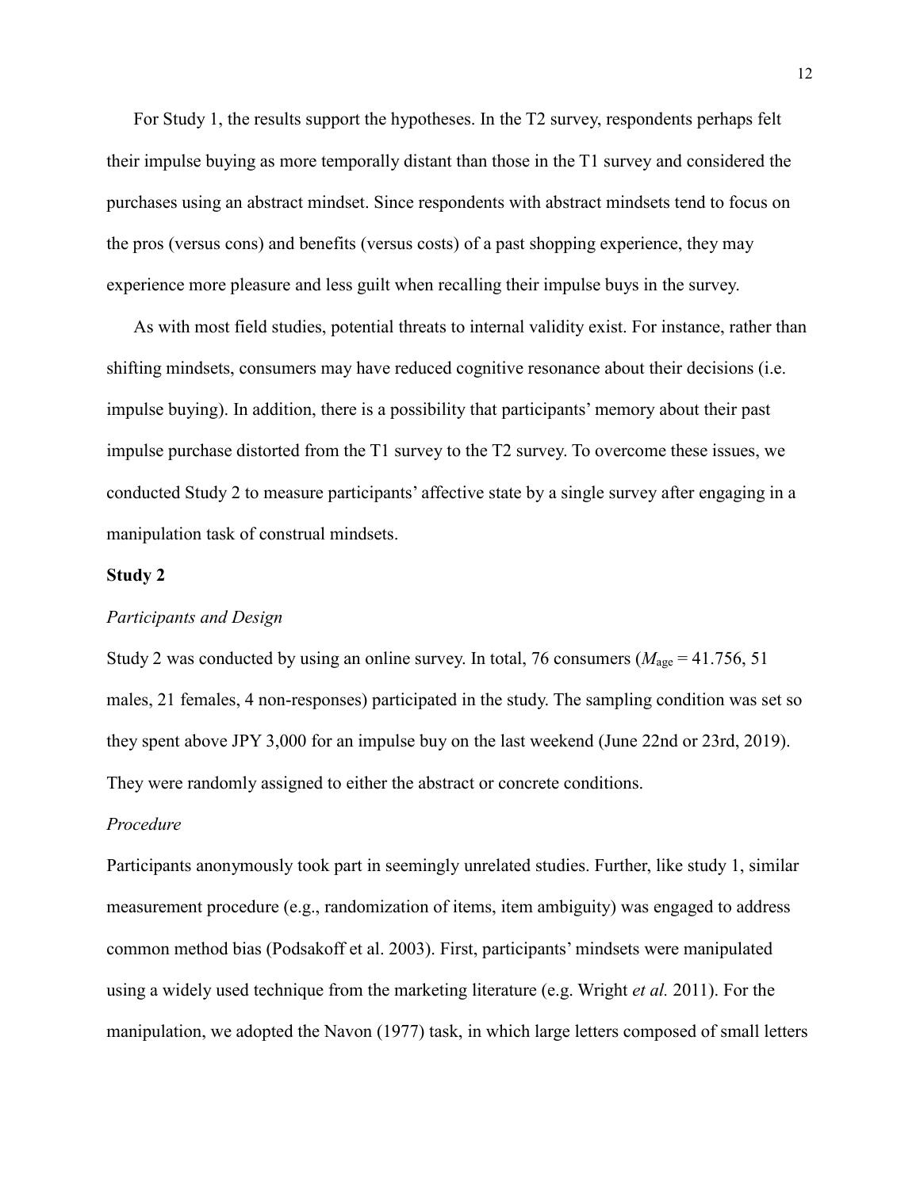For Study 1, the results support the hypotheses. In the T2 survey, respondents perhaps felt their impulse buying as more temporally distant than those in the T1 survey and considered the purchases using an abstract mindset. Since respondents with abstract mindsets tend to focus on the pros (versus cons) and benefits (versus costs) of a past shopping experience, they may experience more pleasure and less guilt when recalling their impulse buys in the survey.

As with most field studies, potential threats to internal validity exist. For instance, rather than shifting mindsets, consumers may have reduced cognitive resonance about their decisions (i.e. impulse buying). In addition, there is a possibility that participants' memory about their past impulse purchase distorted from the T1 survey to the T2 survey. To overcome these issues, we conducted Study 2 to measure participants' affective state by a single survey after engaging in a manipulation task of construal mindsets.

## Study 2

### *Participants and Design*

Study 2 was conducted by using an online survey. In total, 76 consumers ($M_{\text{age}} = 41.756$, 51 males, 21 females, 4 non-responses) participated in the study. The sampling condition was set so they spent above JPY 3,000 for an impulse buy on the last weekend (June 22nd or 23rd, 2019). They were randomly assigned to either the abstract or concrete conditions.

### *Procedure*

Participants anonymously took part in seemingly unrelated studies. Further, like study 1, similar measurement procedure (e.g., randomization of items, item ambiguity) was engaged to address common method bias (Podsakoff et al. 2003). First, participants' mindsets were manipulated using a widely used technique from the marketing literature (e.g. Wright *et al.* 2011). For the manipulation, we adopted the Navon (1977) task, in which large letters composed of small letters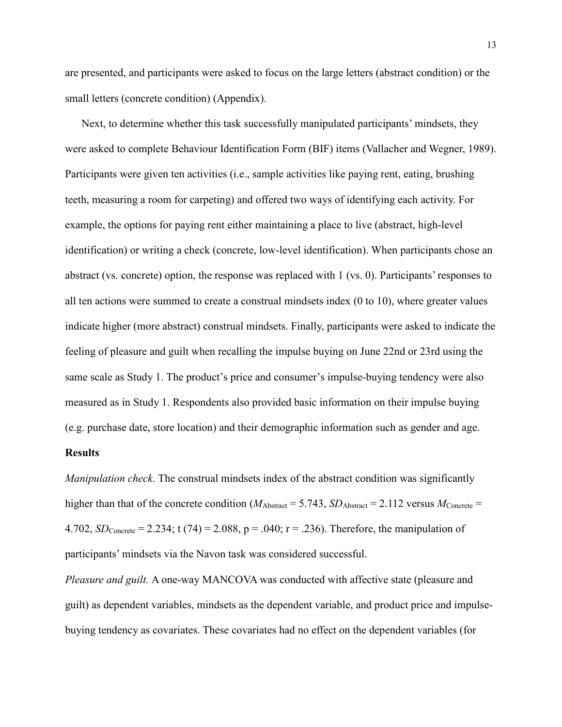are presented, and participants were asked to focus on the large letters (abstract condition) or the small letters (concrete condition) (Appendix).

Next, to determine whether this task successfully manipulated participants' mindsets, they were asked to complete Behaviour Identification Form (BIF) items (Vallacher and Wegner, 1989). Participants were given ten activities (i.e., sample activities like paying rent, eating, brushing teeth, measuring a room for carpeting) and offered two ways of identifying each activity. For example, the options for paying rent either maintaining a place to live (abstract, high-level identification) or writing a check (concrete, low-level identification). When participants chose an abstract (vs. concrete) option, the response was replaced with 1 (vs. 0). Participants' responses to all ten actions were summed to create a construal mindsets index (0 to 10), where greater values indicate higher (more abstract) construal mindsets. Finally, participants were asked to indicate the feeling of pleasure and guilt when recalling the impulse buying on June 22nd or 23rd using the same scale as Study 1. The product's price and consumer's impulse-buying tendency were also measured as in Study 1. Respondents also provided basic information on their impulse buying (e.g. purchase date, store location) and their demographic information such as gender and age.

**Results**

*Manipulation check*. The construal mindsets index of the abstract condition was significantly higher than that of the concrete condition ($M_{\text{Abstract}} = 5.743$, $SD_{\text{Abstract}} = 2.112$ versus $M_{\text{Concrete}} = 4.702$, $SD_{\text{Concrete}} = 2.234$; $t(74) = 2.088$, $p = .040$; $r = .236$). Therefore, the manipulation of participants' mindsets via the Navon task was considered successful.

*Pleasure and guilt.* A one-way MANCOVA was conducted with affective state (pleasure and guilt) as dependent variables, mindsets as the dependent variable, and product price and impulse-buying tendency as covariates. These covariates had no effect on the dependent variables (for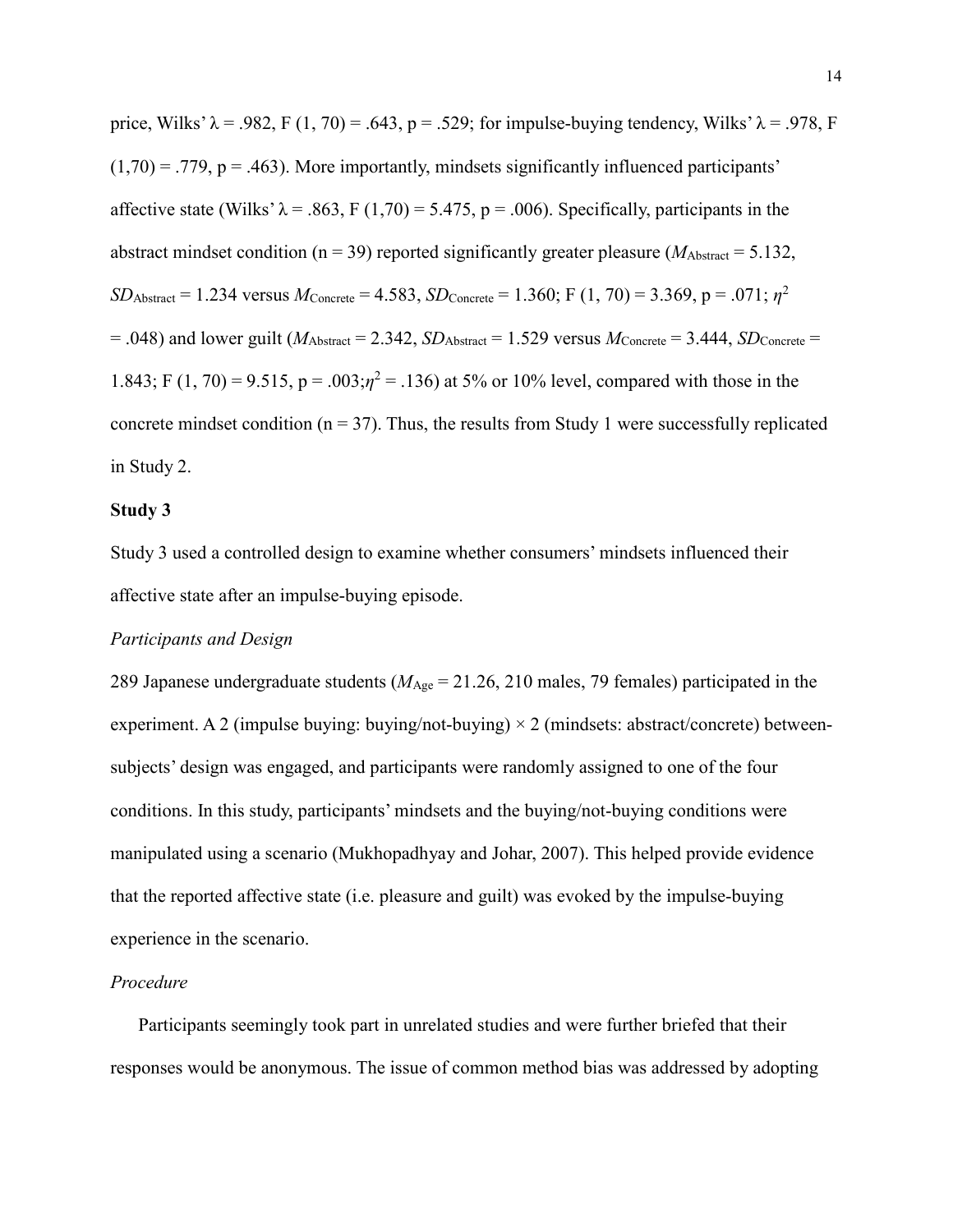price, Wilks' $\lambda$ = .982, F (1, 70) = .643, p = .529; for impulse-buying tendency, Wilks' $\lambda$ = .978, F (1,70) = .779, p = .463). More importantly, mindsets significantly influenced participants' affective state (Wilks' $\lambda$ = .863, F (1,70) = 5.475, p = .006). Specifically, participants in the abstract mindset condition (n = 39) reported significantly greater pleasure ($M_{\text{Abstract}}$ = 5.132, $SD_{\text{Abstract}}$ = 1.234 versus $M_{\text{Concrete}}$ = 4.583, $SD_{\text{Concrete}}$ = 1.360; F (1, 70) = 3.369, p = .071; $\eta^2$ = .048) and lower guilt ($M_{\text{Abstract}}$ = 2.342, $SD_{\text{Abstract}}$ = 1.529 versus $M_{\text{Concrete}}$ = 3.444, $SD_{\text{Concrete}}$ = 1.843; F (1, 70) = 9.515, p = .003; $\eta^2$ = .136) at 5% or 10% level, compared with those in the concrete mindset condition (n = 37). Thus, the results from Study 1 were successfully replicated in Study 2.

**Study 3**

Study 3 used a controlled design to examine whether consumers' mindsets influenced their affective state after an impulse-buying episode.

*Participants and Design*

289 Japanese undergraduate students ($M_{\text{Age}}$ = 21.26, 210 males, 79 females) participated in the experiment. A 2 (impulse buying: buying/not-buying) × 2 (mindsets: abstract/concrete) between-subjects' design was engaged, and participants were randomly assigned to one of the four conditions. In this study, participants' mindsets and the buying/not-buying conditions were manipulated using a scenario (Mukhopadhyay and Johar, 2007). This helped provide evidence that the reported affective state (i.e. pleasure and guilt) was evoked by the impulse-buying experience in the scenario.

*Procedure*

Participants seemingly took part in unrelated studies and were further briefed that their responses would be anonymous. The issue of common method bias was addressed by adopting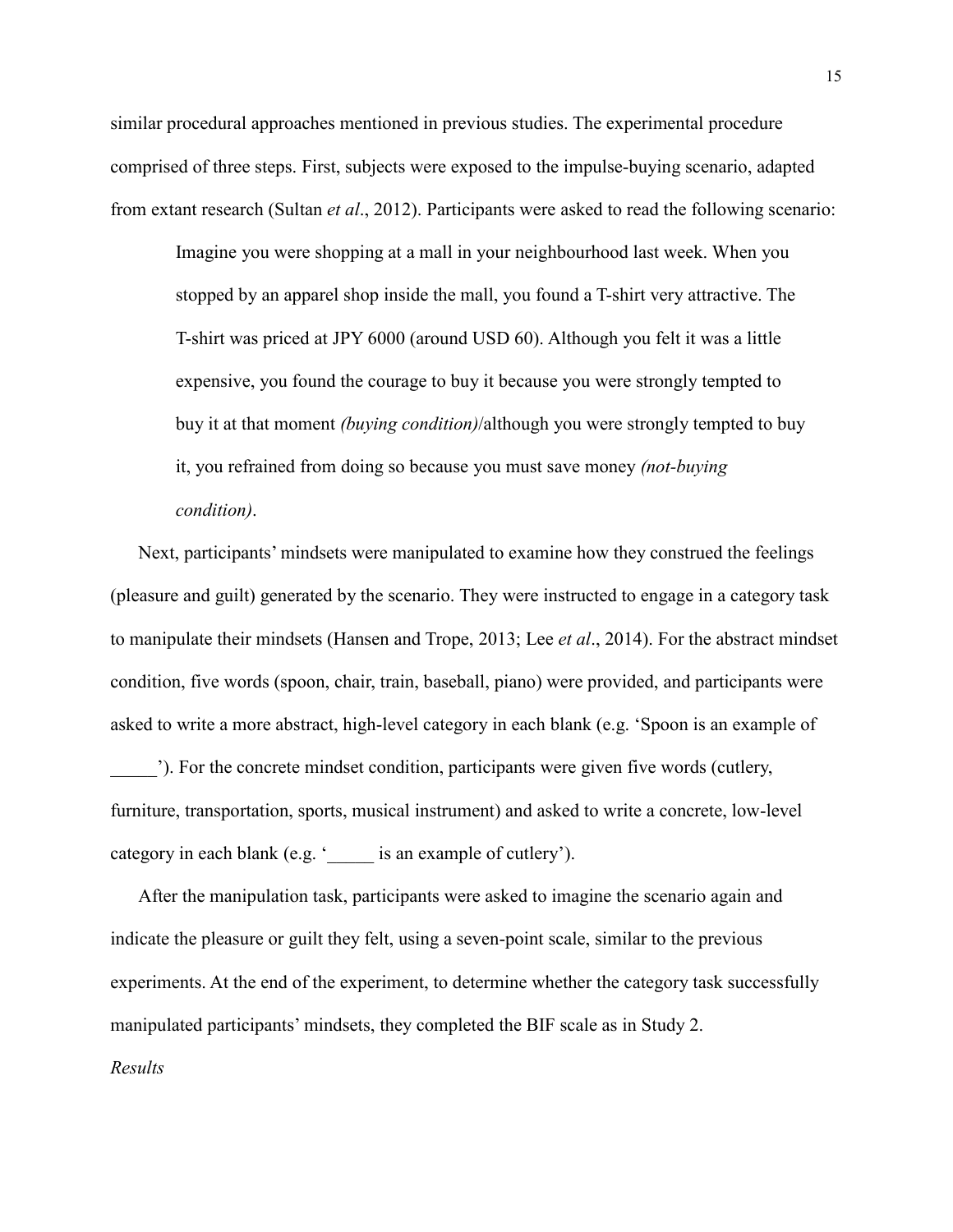similar procedural approaches mentioned in previous studies. The experimental procedure comprised of three steps. First, subjects were exposed to the impulse-buying scenario, adapted from extant research (Sultan *et al*., 2012). Participants were asked to read the following scenario:

> Imagine you were shopping at a mall in your neighbourhood last week. When you stopped by an apparel shop inside the mall, you found a T-shirt very attractive. The T-shirt was priced at JPY 6000 (around USD 60). Although you felt it was a little expensive, you found the courage to buy it because you were strongly tempted to buy it at that moment *(buying condition)*/although you were strongly tempted to buy it, you refrained from doing so because you must save money *(not-buying condition)*.

Next, participants' mindsets were manipulated to examine how they construed the feelings (pleasure and guilt) generated by the scenario. They were instructed to engage in a category task to manipulate their mindsets (Hansen and Trope, 2013; Lee *et al*., 2014). For the abstract mindset condition, five words (spoon, chair, train, baseball, piano) were provided, and participants were asked to write a more abstract, high-level category in each blank (e.g. 'Spoon is an example of _____'). For the concrete mindset condition, participants were given five words (cutlery, furniture, transportation, sports, musical instrument) and asked to write a concrete, low-level category in each blank (e.g. '_____ is an example of cutlery').

After the manipulation task, participants were asked to imagine the scenario again and indicate the pleasure or guilt they felt, using a seven-point scale, similar to the previous experiments. At the end of the experiment, to determine whether the category task successfully manipulated participants' mindsets, they completed the BIF scale as in Study 2.

*Results*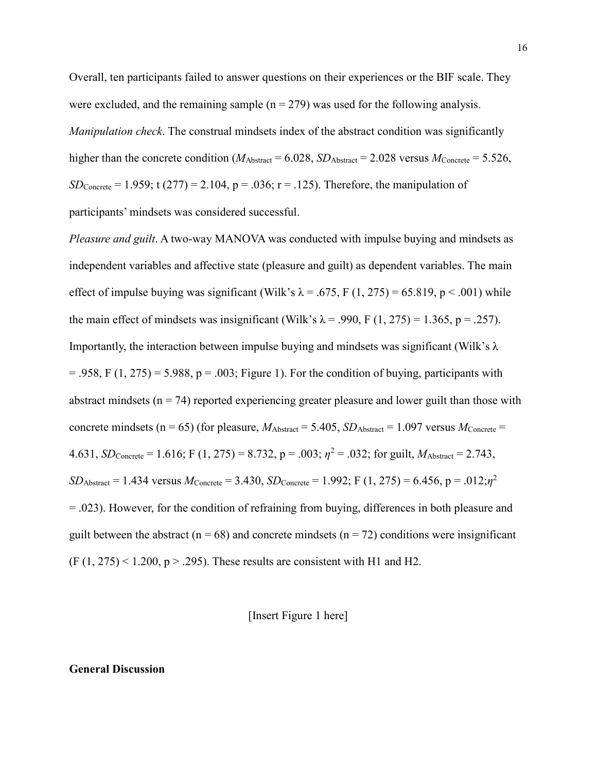Overall, ten participants failed to answer questions on their experiences or the BIF scale. They were excluded, and the remaining sample ($n = 279$) was used for the following analysis.

*Manipulation check*. The construal mindsets index of the abstract condition was significantly higher than the concrete condition ($M_{Abstract} = 6.028$, $SD_{Abstract} = 2.028$ versus $M_{Concrete} = 5.526$, $SD_{Concrete} = 1.959$; $t(277) = 2.104$, $p = .036$; $r = .125$). Therefore, the manipulation of participants' mindsets was considered successful.

*Pleasure and guilt*. A two-way MANOVA was conducted with impulse buying and mindsets as independent variables and affective state (pleasure and guilt) as dependent variables. The main effect of impulse buying was significant (Wilk's $\lambda = .675$, $F(1, 275) = 65.819$, $p < .001$) while the main effect of mindsets was insignificant (Wilk's $\lambda = .990$, $F(1, 275) = 1.365$, $p = .257$). Importantly, the interaction between impulse buying and mindsets was significant (Wilk's $\lambda = .958$, $F(1, 275) = 5.988$, $p = .003$; Figure 1). For the condition of buying, participants with abstract mindsets ($n = 74$) reported experiencing greater pleasure and lower guilt than those with concrete mindsets ($n = 65$) (for pleasure, $M_{Abstract} = 5.405$, $SD_{Abstract} = 1.097$ versus $M_{Concrete} = 4.631$, $SD_{Concrete} = 1.616$; $F(1, 275) = 8.732$, $p = .003$; $\eta^2 = .032$; for guilt, $M_{Abstract} = 2.743$, $SD_{Abstract} = 1.434$ versus $M_{Concrete} = 3.430$, $SD_{Concrete} = 1.992$; $F(1, 275) = 6.456$, $p = .012$; $\eta^2 = .023$). However, for the condition of refraining from buying, differences in both pleasure and guilt between the abstract ($n = 68$) and concrete mindsets ($n = 72$) conditions were insignificant ($F(1, 275) < 1.200$, $p > .295$). These results are consistent with H1 and H2.

[Insert Figure 1 here]

## General Discussion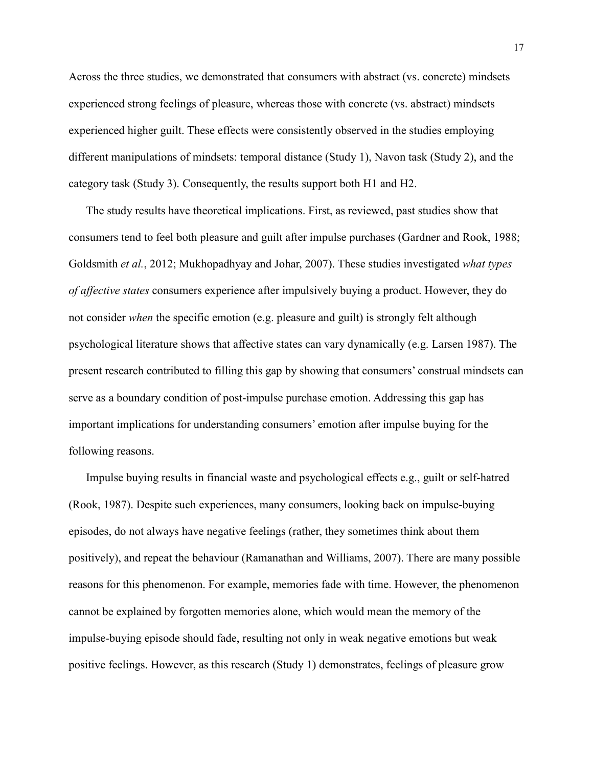Across the three studies, we demonstrated that consumers with abstract (vs. concrete) mindsets experienced strong feelings of pleasure, whereas those with concrete (vs. abstract) mindsets experienced higher guilt. These effects were consistently observed in the studies employing different manipulations of mindsets: temporal distance (Study 1), Navon task (Study 2), and the category task (Study 3). Consequently, the results support both H1 and H2.

The study results have theoretical implications. First, as reviewed, past studies show that consumers tend to feel both pleasure and guilt after impulse purchases (Gardner and Rook, 1988; Goldsmith *et al.*, 2012; Mukhopadhyay and Johar, 2007). These studies investigated *what types of affective states* consumers experience after impulsively buying a product. However, they do not consider *when* the specific emotion (e.g. pleasure and guilt) is strongly felt although psychological literature shows that affective states can vary dynamically (e.g. Larsen 1987). The present research contributed to filling this gap by showing that consumers' construal mindsets can serve as a boundary condition of post-impulse purchase emotion. Addressing this gap has important implications for understanding consumers' emotion after impulse buying for the following reasons.

Impulse buying results in financial waste and psychological effects e.g., guilt or self-hatred (Rook, 1987). Despite such experiences, many consumers, looking back on impulse-buying episodes, do not always have negative feelings (rather, they sometimes think about them positively), and repeat the behaviour (Ramanathan and Williams, 2007). There are many possible reasons for this phenomenon. For example, memories fade with time. However, the phenomenon cannot be explained by forgotten memories alone, which would mean the memory of the impulse-buying episode should fade, resulting not only in weak negative emotions but weak positive feelings. However, as this research (Study 1) demonstrates, feelings of pleasure grow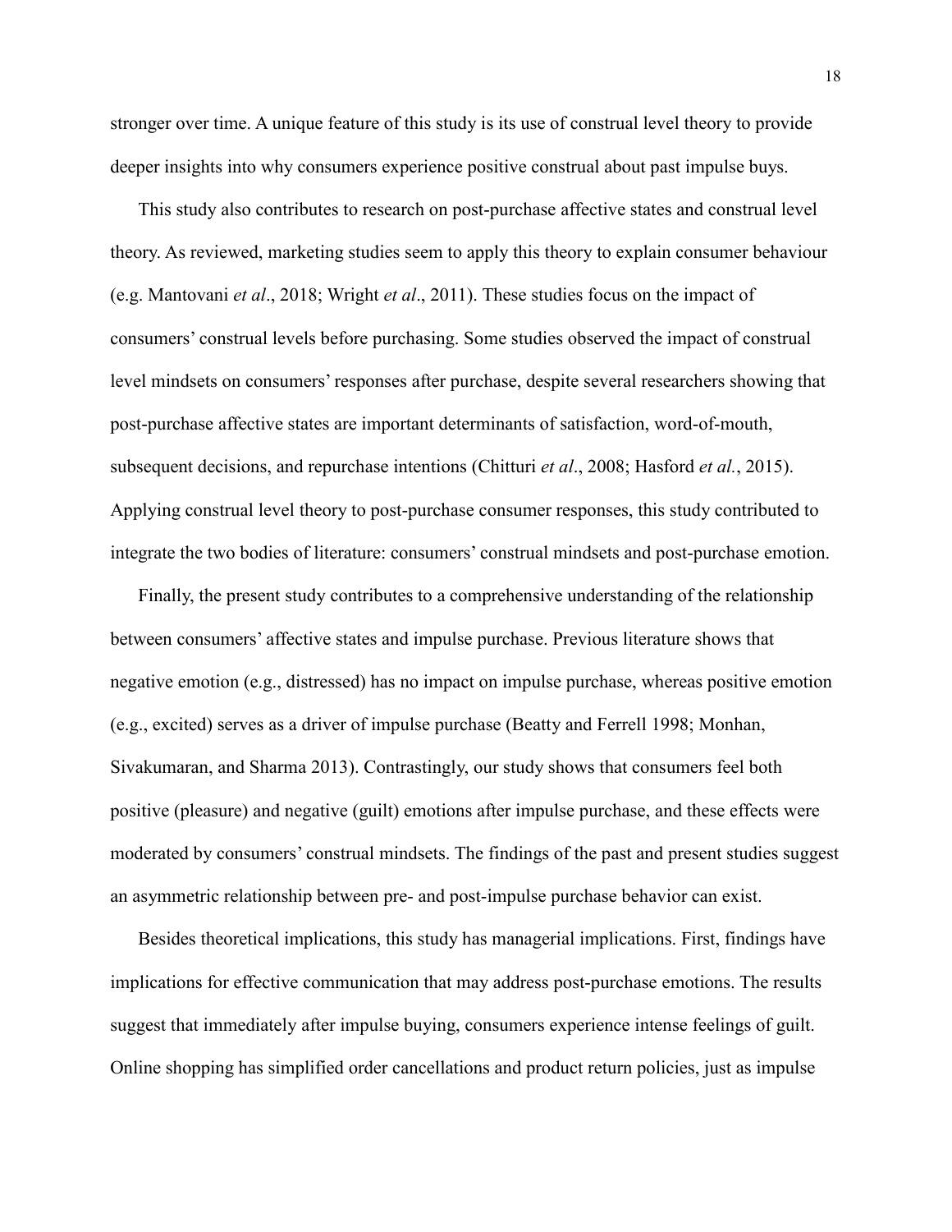stronger over time. A unique feature of this study is its use of construal level theory to provide deeper insights into why consumers experience positive construal about past impulse buys.

This study also contributes to research on post-purchase affective states and construal level theory. As reviewed, marketing studies seem to apply this theory to explain consumer behaviour (e.g. Mantovani *et al*., 2018; Wright *et al*., 2011). These studies focus on the impact of consumers' construal levels before purchasing. Some studies observed the impact of construal level mindsets on consumers' responses after purchase, despite several researchers showing that post-purchase affective states are important determinants of satisfaction, word-of-mouth, subsequent decisions, and repurchase intentions (Chitturi *et al*., 2008; Hasford *et al.*, 2015). Applying construal level theory to post-purchase consumer responses, this study contributed to integrate the two bodies of literature: consumers' construal mindsets and post-purchase emotion.

Finally, the present study contributes to a comprehensive understanding of the relationship between consumers' affective states and impulse purchase. Previous literature shows that negative emotion (e.g., distressed) has no impact on impulse purchase, whereas positive emotion (e.g., excited) serves as a driver of impulse purchase (Beatty and Ferrell 1998; Monhan, Sivakumaran, and Sharma 2013). Contrastingly, our study shows that consumers feel both positive (pleasure) and negative (guilt) emotions after impulse purchase, and these effects were moderated by consumers' construal mindsets. The findings of the past and present studies suggest an asymmetric relationship between pre- and post-impulse purchase behavior can exist.

Besides theoretical implications, this study has managerial implications. First, findings have implications for effective communication that may address post-purchase emotions. The results suggest that immediately after impulse buying, consumers experience intense feelings of guilt. Online shopping has simplified order cancellations and product return policies, just as impulse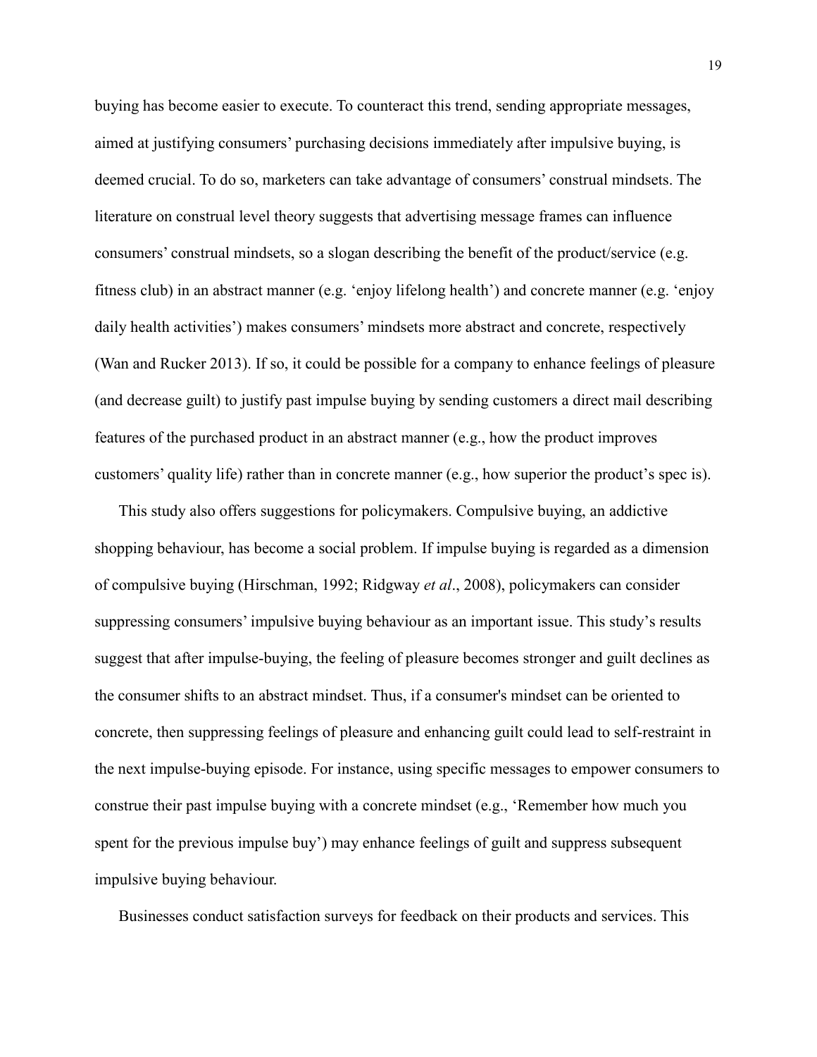buying has become easier to execute. To counteract this trend, sending appropriate messages, aimed at justifying consumers' purchasing decisions immediately after impulsive buying, is deemed crucial. To do so, marketers can take advantage of consumers' construal mindsets. The literature on construal level theory suggests that advertising message frames can influence consumers' construal mindsets, so a slogan describing the benefit of the product/service (e.g. fitness club) in an abstract manner (e.g. 'enjoy lifelong health') and concrete manner (e.g. 'enjoy daily health activities') makes consumers' mindsets more abstract and concrete, respectively (Wan and Rucker 2013). If so, it could be possible for a company to enhance feelings of pleasure (and decrease guilt) to justify past impulse buying by sending customers a direct mail describing features of the purchased product in an abstract manner (e.g., how the product improves customers' quality life) rather than in concrete manner (e.g., how superior the product's spec is).

This study also offers suggestions for policymakers. Compulsive buying, an addictive shopping behaviour, has become a social problem. If impulse buying is regarded as a dimension of compulsive buying (Hirschman, 1992; Ridgway *et al*., 2008), policymakers can consider suppressing consumers' impulsive buying behaviour as an important issue. This study's results suggest that after impulse-buying, the feeling of pleasure becomes stronger and guilt declines as the consumer shifts to an abstract mindset. Thus, if a consumer's mindset can be oriented to concrete, then suppressing feelings of pleasure and enhancing guilt could lead to self-restraint in the next impulse-buying episode. For instance, using specific messages to empower consumers to construe their past impulse buying with a concrete mindset (e.g., 'Remember how much you spent for the previous impulse buy') may enhance feelings of guilt and suppress subsequent impulsive buying behaviour.

Businesses conduct satisfaction surveys for feedback on their products and services. This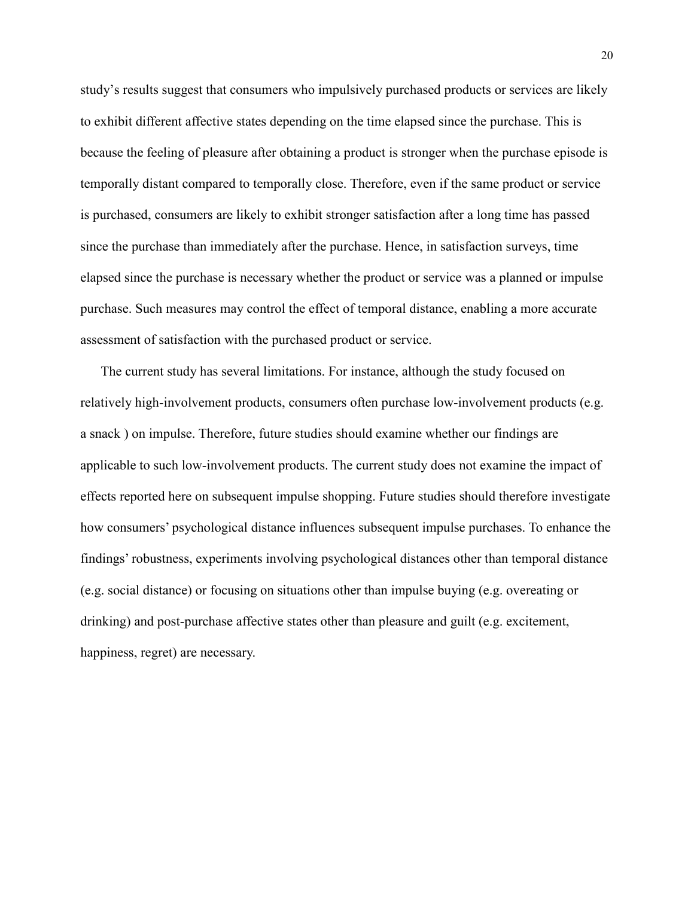study's results suggest that consumers who impulsively purchased products or services are likely to exhibit different affective states depending on the time elapsed since the purchase. This is because the feeling of pleasure after obtaining a product is stronger when the purchase episode is temporally distant compared to temporally close. Therefore, even if the same product or service is purchased, consumers are likely to exhibit stronger satisfaction after a long time has passed since the purchase than immediately after the purchase. Hence, in satisfaction surveys, time elapsed since the purchase is necessary whether the product or service was a planned or impulse purchase. Such measures may control the effect of temporal distance, enabling a more accurate assessment of satisfaction with the purchased product or service.

The current study has several limitations. For instance, although the study focused on relatively high-involvement products, consumers often purchase low-involvement products (e.g. a snack ) on impulse. Therefore, future studies should examine whether our findings are applicable to such low-involvement products. The current study does not examine the impact of effects reported here on subsequent impulse shopping. Future studies should therefore investigate how consumers' psychological distance influences subsequent impulse purchases. To enhance the findings' robustness, experiments involving psychological distances other than temporal distance (e.g. social distance) or focusing on situations other than impulse buying (e.g. overeating or drinking) and post-purchase affective states other than pleasure and guilt (e.g. excitement, happiness, regret) are necessary.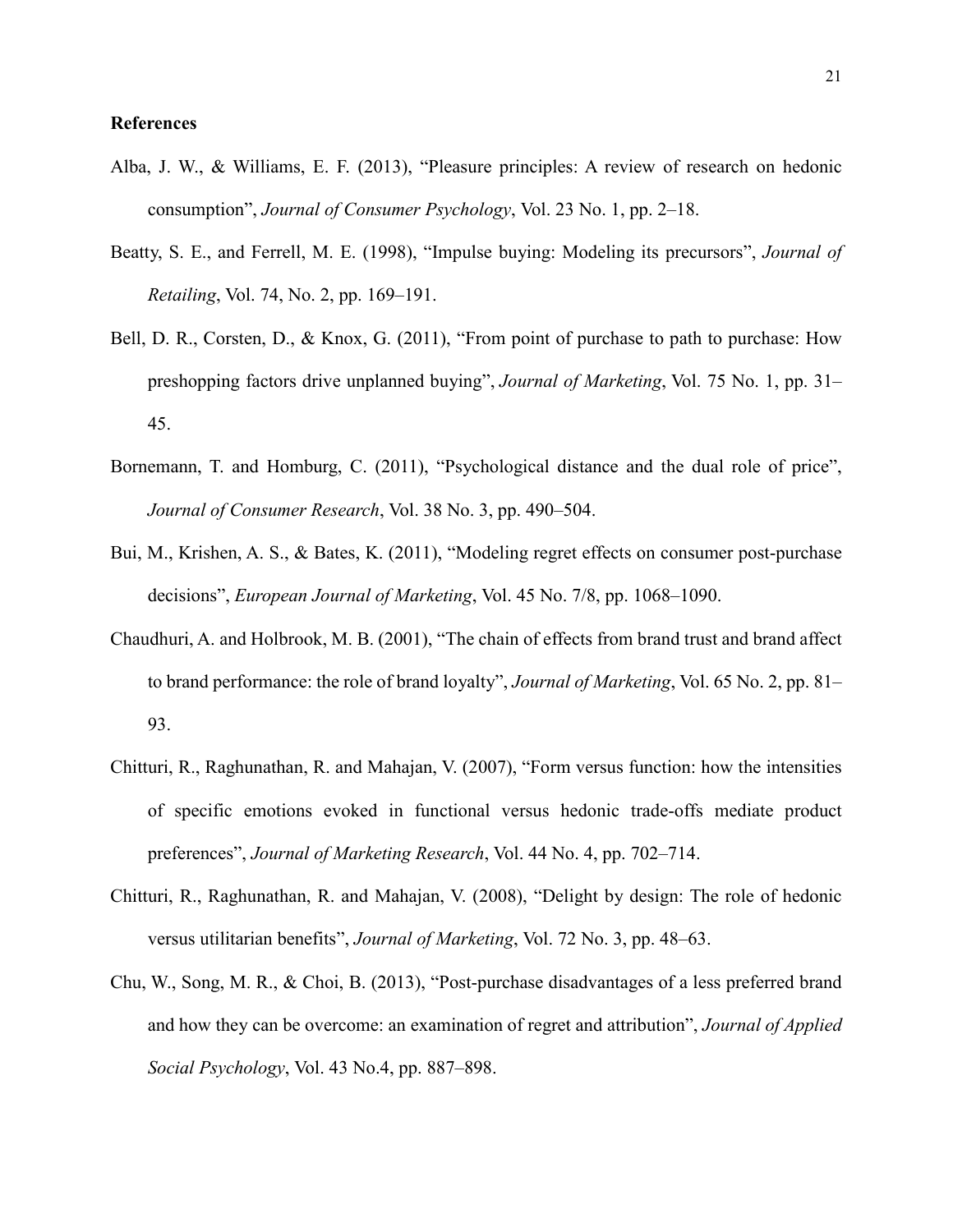**References**

Alba, J. W., & Williams, E. F. (2013), "Pleasure principles: A review of research on hedonic consumption", *Journal of Consumer Psychology*, Vol. 23 No. 1, pp. 2–18.

Beatty, S. E., and Ferrell, M. E. (1998), "Impulse buying: Modeling its precursors", *Journal of Retailing*, Vol. 74, No. 2, pp. 169–191.

Bell, D. R., Corsten, D., & Knox, G. (2011), "From point of purchase to path to purchase: How preshopping factors drive unplanned buying", *Journal of Marketing*, Vol. 75 No. 1, pp. 31–45.

Bornemann, T. and Homburg, C. (2011), "Psychological distance and the dual role of price", *Journal of Consumer Research*, Vol. 38 No. 3, pp. 490–504.

Bui, M., Krishen, A. S., & Bates, K. (2011), "Modeling regret effects on consumer post-purchase decisions", *European Journal of Marketing*, Vol. 45 No. 7/8, pp. 1068–1090.

Chaudhuri, A. and Holbrook, M. B. (2001), "The chain of effects from brand trust and brand affect to brand performance: the role of brand loyalty", *Journal of Marketing*, Vol. 65 No. 2, pp. 81–93.

Chitturi, R., Raghunathan, R. and Mahajan, V. (2007), "Form versus function: how the intensities of specific emotions evoked in functional versus hedonic trade-offs mediate product preferences", *Journal of Marketing Research*, Vol. 44 No. 4, pp. 702–714.

Chitturi, R., Raghunathan, R. and Mahajan, V. (2008), "Delight by design: The role of hedonic versus utilitarian benefits", *Journal of Marketing*, Vol. 72 No. 3, pp. 48–63.

Chu, W., Song, M. R., & Choi, B. (2013), "Post-purchase disadvantages of a less preferred brand and how they can be overcome: an examination of regret and attribution", *Journal of Applied Social Psychology*, Vol. 43 No.4, pp. 887–898.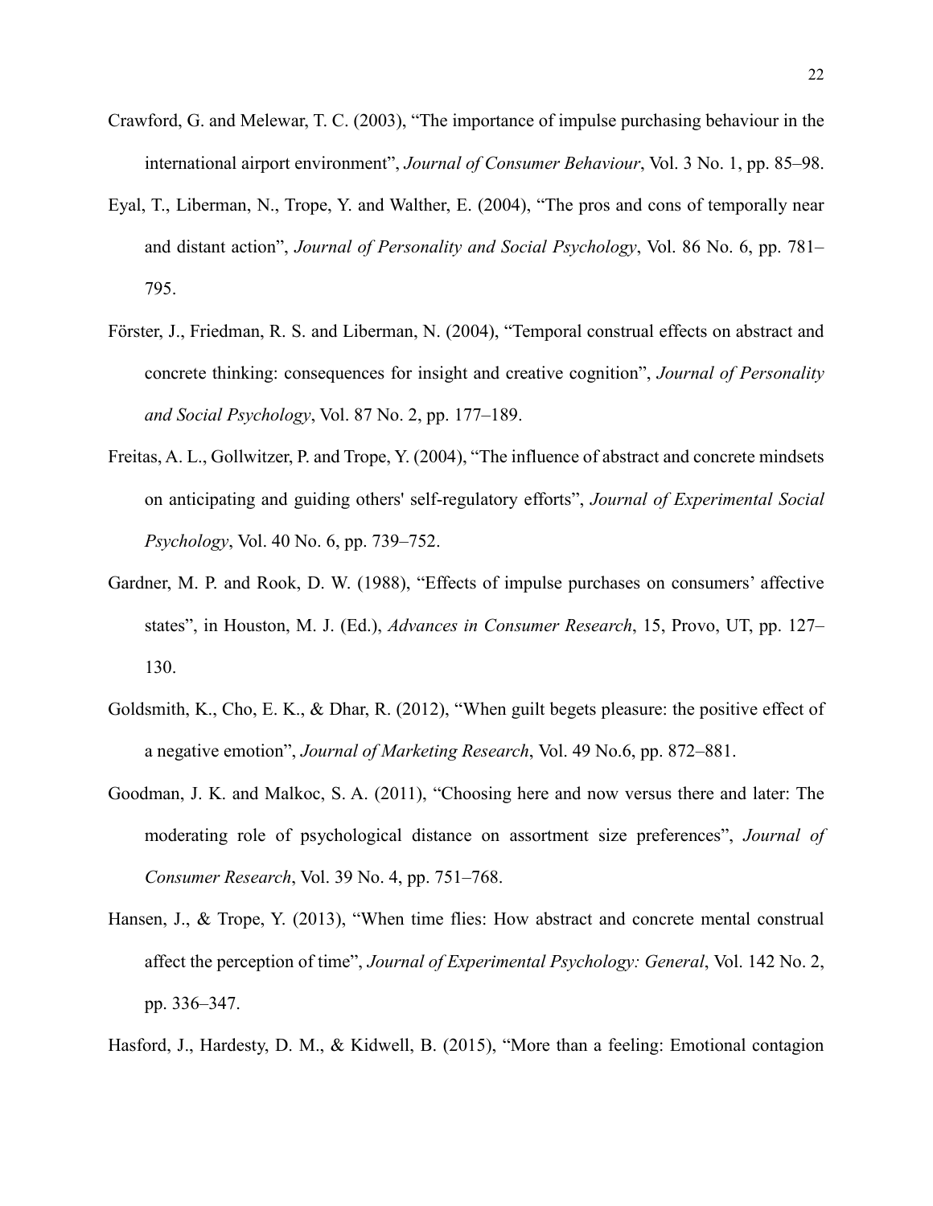Crawford, G. and Melewar, T. C. (2003), "The importance of impulse purchasing behaviour in the international airport environment", *Journal of Consumer Behaviour*, Vol. 3 No. 1, pp. 85–98.

Eyal, T., Liberman, N., Trope, Y. and Walther, E. (2004), "The pros and cons of temporally near and distant action", *Journal of Personality and Social Psychology*, Vol. 86 No. 6, pp. 781–795.

Förster, J., Friedman, R. S. and Liberman, N. (2004), "Temporal construal effects on abstract and concrete thinking: consequences for insight and creative cognition", *Journal of Personality and Social Psychology*, Vol. 87 No. 2, pp. 177–189.

Freitas, A. L., Gollwitzer, P. and Trope, Y. (2004), "The influence of abstract and concrete mindsets on anticipating and guiding others' self-regulatory efforts", *Journal of Experimental Social Psychology*, Vol. 40 No. 6, pp. 739–752.

Gardner, M. P. and Rook, D. W. (1988), "Effects of impulse purchases on consumers' affective states", in Houston, M. J. (Ed.), *Advances in Consumer Research*, 15, Provo, UT, pp. 127–130.

Goldsmith, K., Cho, E. K., & Dhar, R. (2012), "When guilt begets pleasure: the positive effect of a negative emotion", *Journal of Marketing Research*, Vol. 49 No.6, pp. 872–881.

Goodman, J. K. and Malkoc, S. A. (2011), "Choosing here and now versus there and later: The moderating role of psychological distance on assortment size preferences", *Journal of Consumer Research*, Vol. 39 No. 4, pp. 751–768.

Hansen, J., & Trope, Y. (2013), "When time flies: How abstract and concrete mental construal affect the perception of time", *Journal of Experimental Psychology: General*, Vol. 142 No. 2, pp. 336–347.

Hasford, J., Hardesty, D. M., & Kidwell, B. (2015), "More than a feeling: Emotional contagion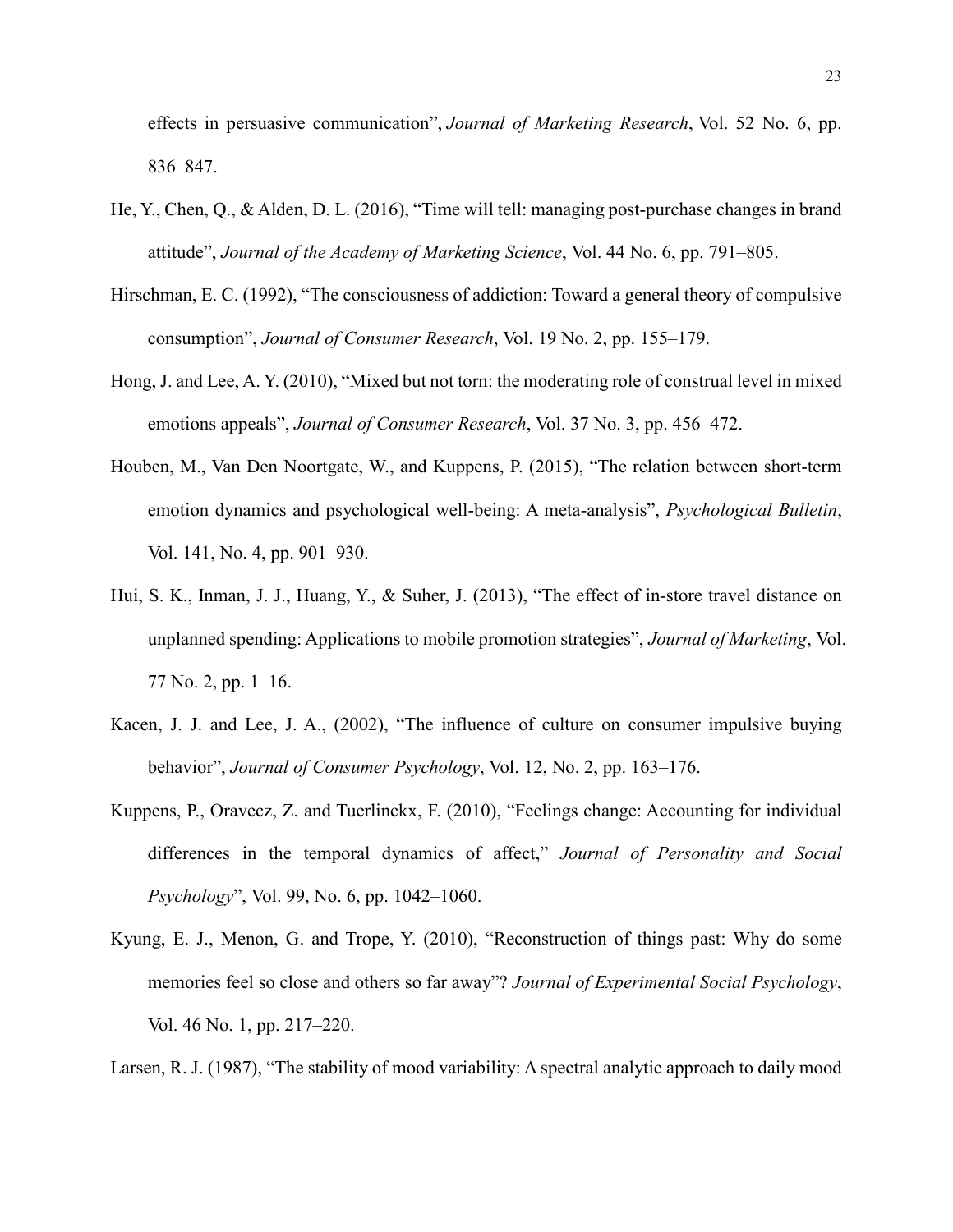effects in persuasive communication", *Journal of Marketing Research*, Vol. 52 No. 6, pp. 836–847.

He, Y., Chen, Q., & Alden, D. L. (2016), "Time will tell: managing post-purchase changes in brand attitude", *Journal of the Academy of Marketing Science*, Vol. 44 No. 6, pp. 791–805.

Hirschman, E. C. (1992), "The consciousness of addiction: Toward a general theory of compulsive consumption", *Journal of Consumer Research*, Vol. 19 No. 2, pp. 155–179.

Hong, J. and Lee, A. Y. (2010), "Mixed but not torn: the moderating role of construal level in mixed emotions appeals", *Journal of Consumer Research*, Vol. 37 No. 3, pp. 456–472.

Houben, M., Van Den Noortgate, W., and Kuppens, P. (2015), "The relation between short-term emotion dynamics and psychological well-being: A meta-analysis", *Psychological Bulletin*, Vol. 141, No. 4, pp. 901–930.

Hui, S. K., Inman, J. J., Huang, Y., & Suher, J. (2013), "The effect of in-store travel distance on unplanned spending: Applications to mobile promotion strategies", *Journal of Marketing*, Vol. 77 No. 2, pp. 1–16.

Kacen, J. J. and Lee, J. A., (2002), "The influence of culture on consumer impulsive buying behavior", *Journal of Consumer Psychology*, Vol. 12, No. 2, pp. 163–176.

Kuppens, P., Oravecz, Z. and Tuerlinckx, F. (2010), "Feelings change: Accounting for individual differences in the temporal dynamics of affect," *Journal of Personality and Social Psychology*", Vol. 99, No. 6, pp. 1042–1060.

Kyung, E. J., Menon, G. and Trope, Y. (2010), "Reconstruction of things past: Why do some memories feel so close and others so far away"? *Journal of Experimental Social Psychology*, Vol. 46 No. 1, pp. 217–220.

Larsen, R. J. (1987), "The stability of mood variability: A spectral analytic approach to daily mood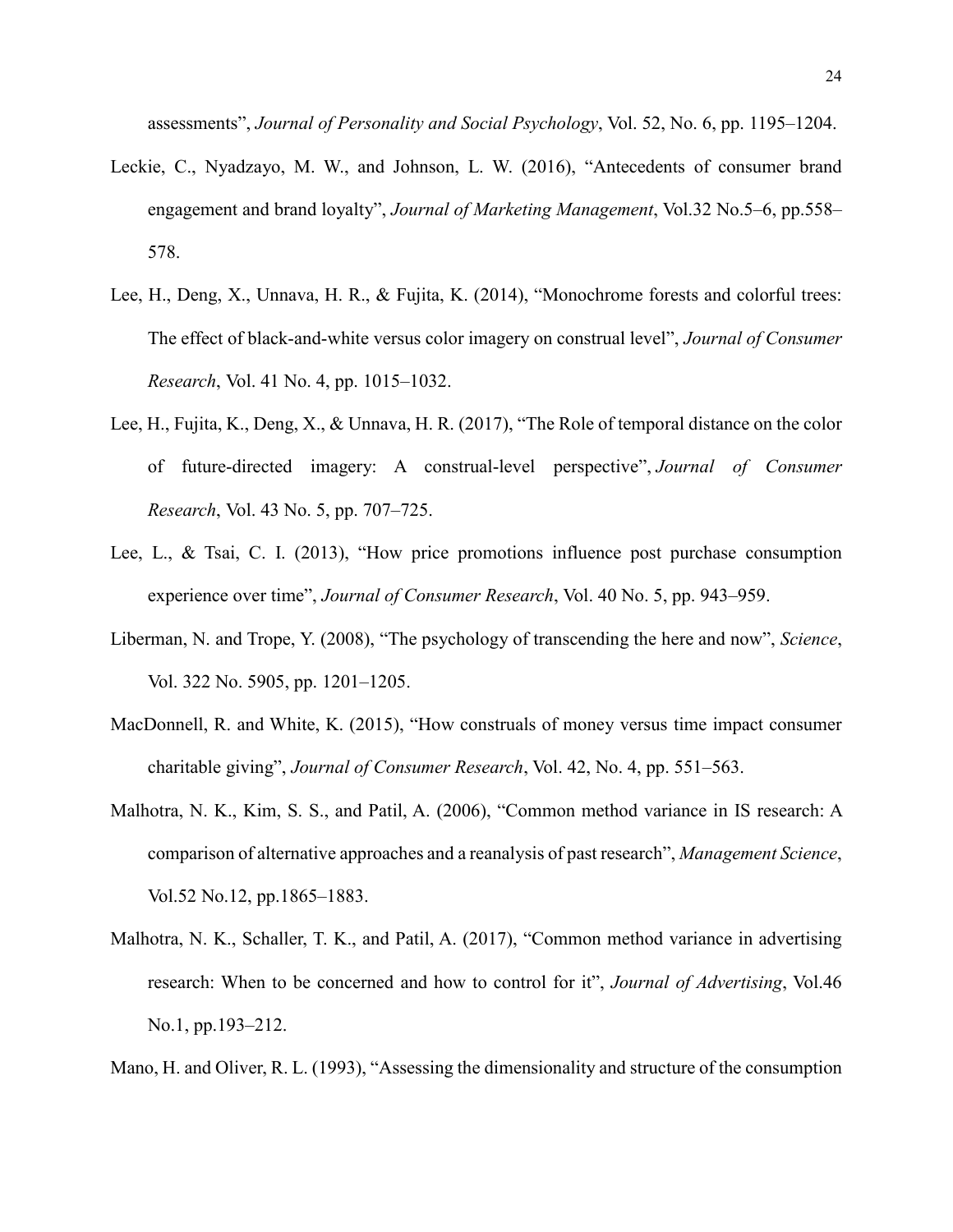assessments", *Journal of Personality and Social Psychology*, Vol. 52, No. 6, pp. 1195–1204.

Leckie, C., Nyadzayo, M. W., and Johnson, L. W. (2016), "Antecedents of consumer brand engagement and brand loyalty", *Journal of Marketing Management*, Vol.32 No.5–6, pp.558–578.

Lee, H., Deng, X., Unnava, H. R., & Fujita, K. (2014), "Monochrome forests and colorful trees: The effect of black-and-white versus color imagery on construal level", *Journal of Consumer Research*, Vol. 41 No. 4, pp. 1015–1032.

Lee, H., Fujita, K., Deng, X., & Unnava, H. R. (2017), "The Role of temporal distance on the color of future-directed imagery: A construal-level perspective", *Journal of Consumer Research*, Vol. 43 No. 5, pp. 707–725.

Lee, L., & Tsai, C. I. (2013), "How price promotions influence post purchase consumption experience over time", *Journal of Consumer Research*, Vol. 40 No. 5, pp. 943–959.

Liberman, N. and Trope, Y. (2008), "The psychology of transcending the here and now", *Science*, Vol. 322 No. 5905, pp. 1201–1205.

MacDonnell, R. and White, K. (2015), "How construals of money versus time impact consumer charitable giving", *Journal of Consumer Research*, Vol. 42, No. 4, pp. 551–563.

Malhotra, N. K., Kim, S. S., and Patil, A. (2006), "Common method variance in IS research: A comparison of alternative approaches and a reanalysis of past research", *Management Science*, Vol.52 No.12, pp.1865–1883.

Malhotra, N. K., Schaller, T. K., and Patil, A. (2017), "Common method variance in advertising research: When to be concerned and how to control for it", *Journal of Advertising*, Vol.46 No.1, pp.193–212.

Mano, H. and Oliver, R. L. (1993), "Assessing the dimensionality and structure of the consumption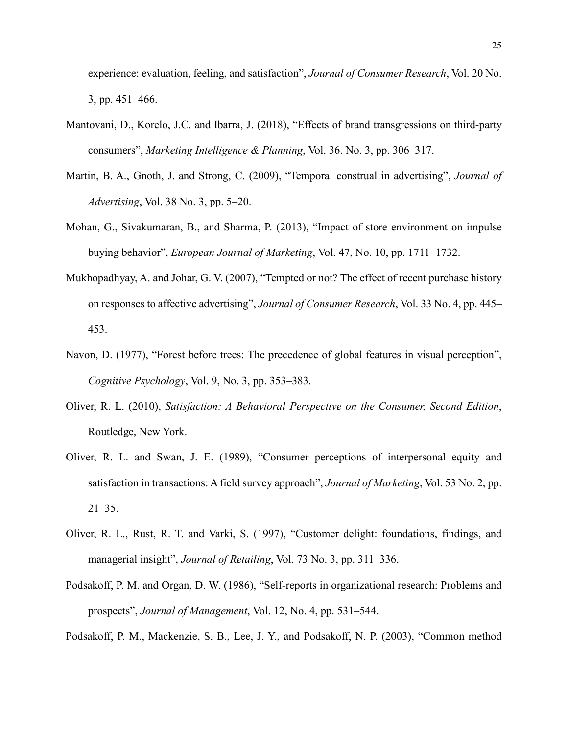experience: evaluation, feeling, and satisfaction", *Journal of Consumer Research*, Vol. 20 No. 3, pp. 451–466.

Mantovani, D., Korelo, J.C. and Ibarra, J. (2018), "Effects of brand transgressions on third-party consumers", *Marketing Intelligence & Planning*, Vol. 36. No. 3, pp. 306–317.

Martin, B. A., Gnoth, J. and Strong, C. (2009), "Temporal construal in advertising", *Journal of Advertising*, Vol. 38 No. 3, pp. 5–20.

Mohan, G., Sivakumaran, B., and Sharma, P. (2013), "Impact of store environment on impulse buying behavior", *European Journal of Marketing*, Vol. 47, No. 10, pp. 1711–1732.

Mukhopadhyay, A. and Johar, G. V. (2007), "Tempted or not? The effect of recent purchase history on responses to affective advertising", *Journal of Consumer Research*, Vol. 33 No. 4, pp. 445–453.

Navon, D. (1977), "Forest before trees: The precedence of global features in visual perception", *Cognitive Psychology*, Vol. 9, No. 3, pp. 353–383.

Oliver, R. L. (2010), *Satisfaction: A Behavioral Perspective on the Consumer, Second Edition*, Routledge, New York.

Oliver, R. L. and Swan, J. E. (1989), "Consumer perceptions of interpersonal equity and satisfaction in transactions: A field survey approach", *Journal of Marketing*, Vol. 53 No. 2, pp. 21–35.

Oliver, R. L., Rust, R. T. and Varki, S. (1997), "Customer delight: foundations, findings, and managerial insight", *Journal of Retailing*, Vol. 73 No. 3, pp. 311–336.

Podsakoff, P. M. and Organ, D. W. (1986), "Self-reports in organizational research: Problems and prospects", *Journal of Management*, Vol. 12, No. 4, pp. 531–544.

Podsakoff, P. M., Mackenzie, S. B., Lee, J. Y., and Podsakoff, N. P. (2003), "Common method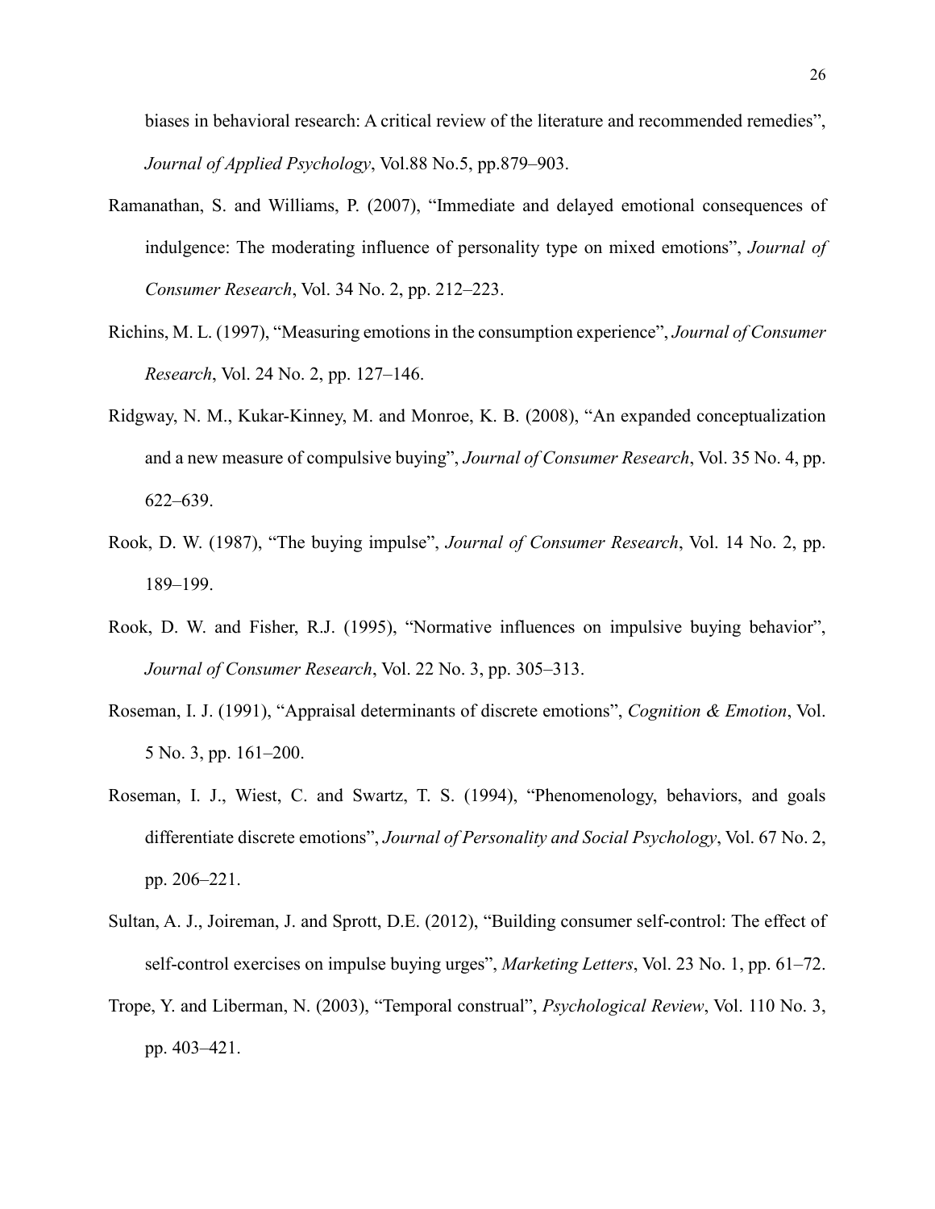biases in behavioral research: A critical review of the literature and recommended remedies", *Journal of Applied Psychology*, Vol.88 No.5, pp.879–903.

Ramanathan, S. and Williams, P. (2007), "Immediate and delayed emotional consequences of indulgence: The moderating influence of personality type on mixed emotions", *Journal of Consumer Research*, Vol. 34 No. 2, pp. 212–223.

Richins, M. L. (1997), "Measuring emotions in the consumption experience", *Journal of Consumer Research*, Vol. 24 No. 2, pp. 127–146.

Ridgway, N. M., Kukar-Kinney, M. and Monroe, K. B. (2008), "An expanded conceptualization and a new measure of compulsive buying", *Journal of Consumer Research*, Vol. 35 No. 4, pp. 622–639.

Rook, D. W. (1987), "The buying impulse", *Journal of Consumer Research*, Vol. 14 No. 2, pp. 189–199.

Rook, D. W. and Fisher, R.J. (1995), "Normative influences on impulsive buying behavior", *Journal of Consumer Research*, Vol. 22 No. 3, pp. 305–313.

Roseman, I. J. (1991), "Appraisal determinants of discrete emotions", *Cognition & Emotion*, Vol. 5 No. 3, pp. 161–200.

Roseman, I. J., Wiest, C. and Swartz, T. S. (1994), "Phenomenology, behaviors, and goals differentiate discrete emotions", *Journal of Personality and Social Psychology*, Vol. 67 No. 2, pp. 206–221.

Sultan, A. J., Joireman, J. and Sprott, D.E. (2012), "Building consumer self-control: The effect of self-control exercises on impulse buying urges", *Marketing Letters*, Vol. 23 No. 1, pp. 61–72.

Trope, Y. and Liberman, N. (2003), "Temporal construal", *Psychological Review*, Vol. 110 No. 3, pp. 403–421.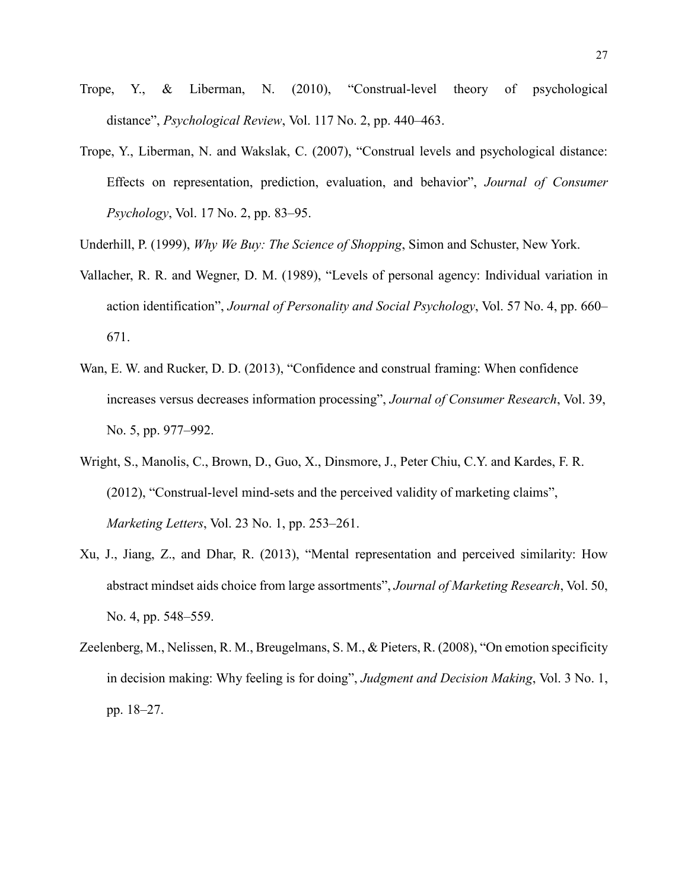Trope, Y., & Liberman, N. (2010), "Construal-level theory of psychological distance", *Psychological Review*, Vol. 117 No. 2, pp. 440–463.

Trope, Y., Liberman, N. and Wakslak, C. (2007), "Construal levels and psychological distance: Effects on representation, prediction, evaluation, and behavior", *Journal of Consumer Psychology*, Vol. 17 No. 2, pp. 83–95.

Underhill, P. (1999), *Why We Buy: The Science of Shopping*, Simon and Schuster, New York.

Vallacher, R. R. and Wegner, D. M. (1989), "Levels of personal agency: Individual variation in action identification", *Journal of Personality and Social Psychology*, Vol. 57 No. 4, pp. 660–671.

Wan, E. W. and Rucker, D. D. (2013), "Confidence and construal framing: When confidence increases versus decreases information processing", *Journal of Consumer Research*, Vol. 39, No. 5, pp. 977–992.

Wright, S., Manolis, C., Brown, D., Guo, X., Dinsmore, J., Peter Chiu, C.Y. and Kardes, F. R. (2012), "Construal-level mind-sets and the perceived validity of marketing claims", *Marketing Letters*, Vol. 23 No. 1, pp. 253–261.

Xu, J., Jiang, Z., and Dhar, R. (2013), "Mental representation and perceived similarity: How abstract mindset aids choice from large assortments", *Journal of Marketing Research*, Vol. 50, No. 4, pp. 548–559.

Zeelenberg, M., Nelissen, R. M., Breugelmans, S. M., & Pieters, R. (2008), "On emotion specificity in decision making: Why feeling is for doing", *Judgment and Decision Making*, Vol. 3 No. 1, pp. 18–27.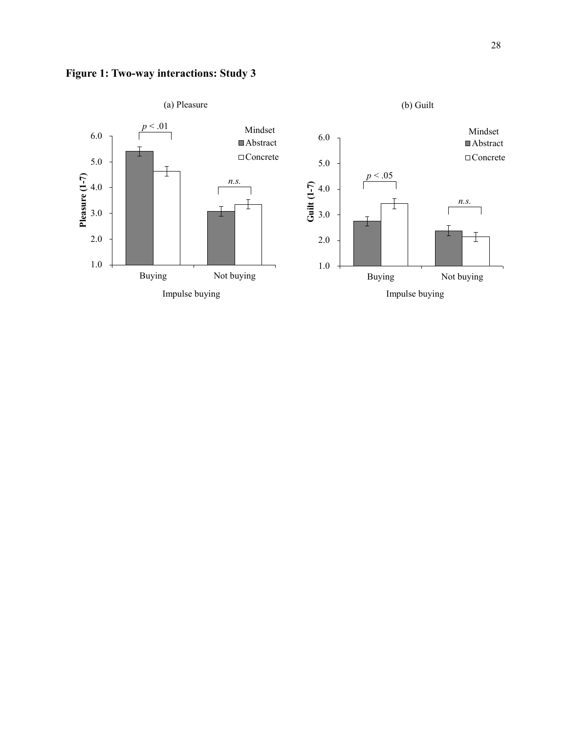**Figure 1: Two-way interactions: Study 3**

(a) Pleasure

(b) Guilt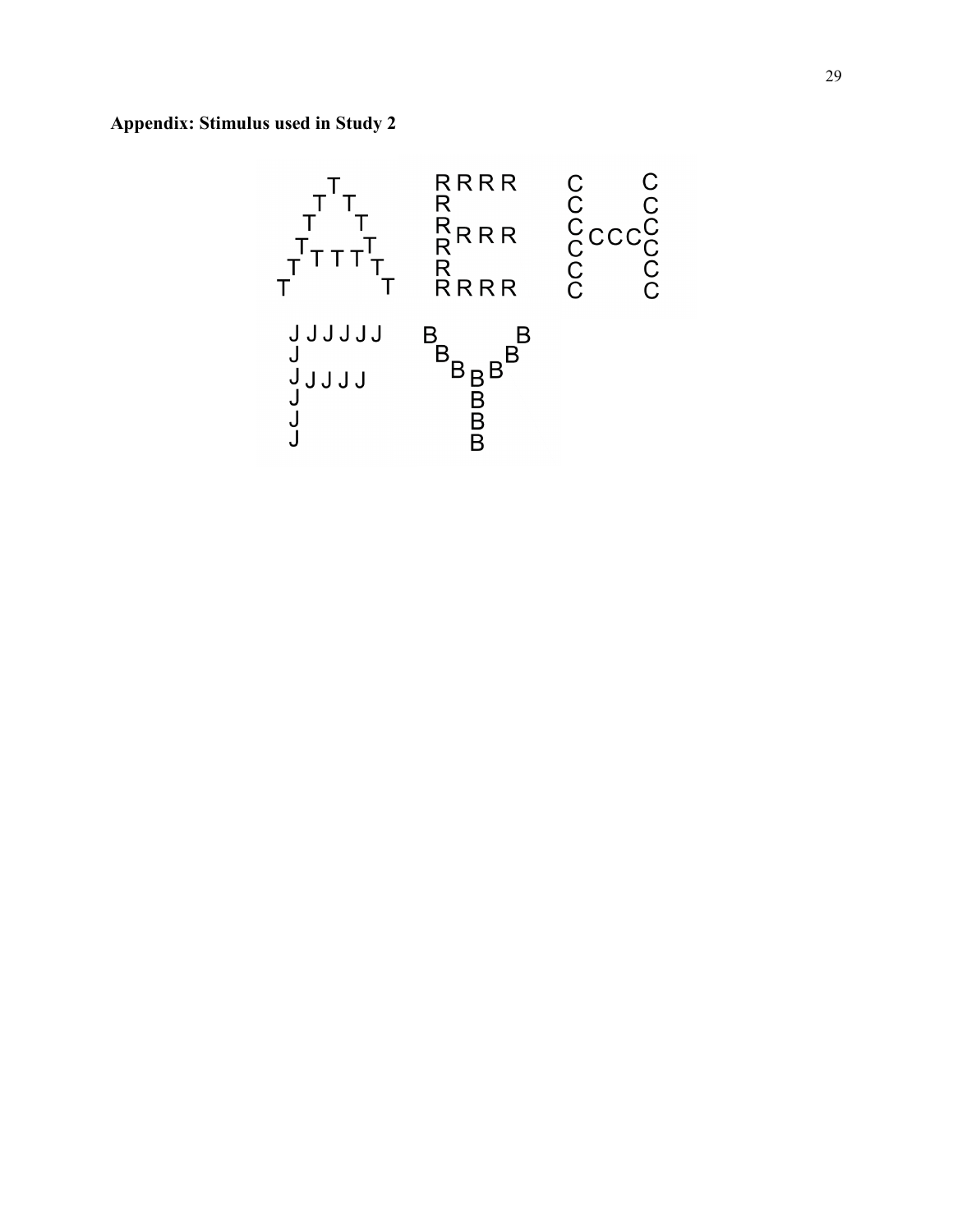**Appendix: Stimulus used in Study 2**